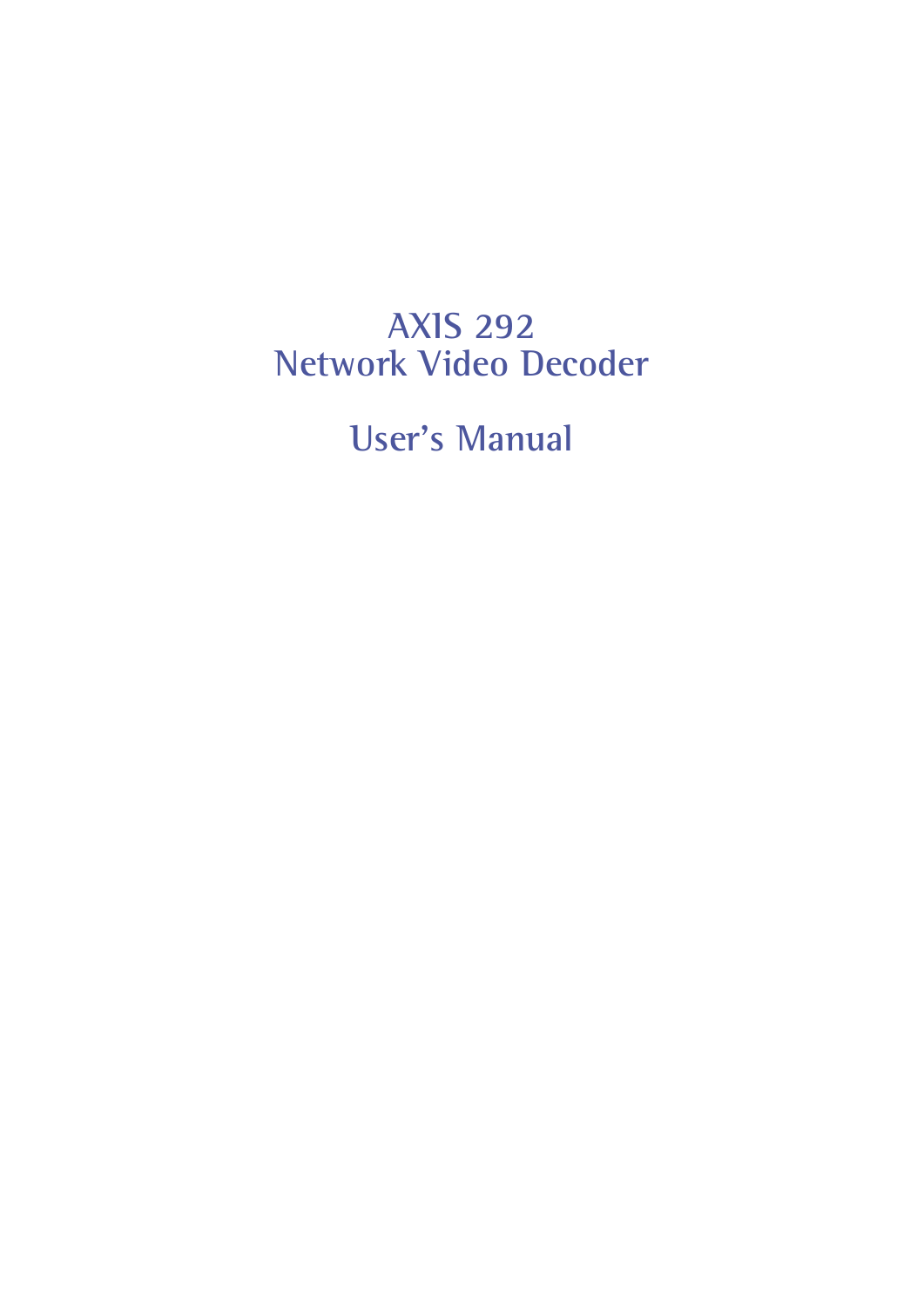# AXIS 292
# Network Video Decoder

# User's Manual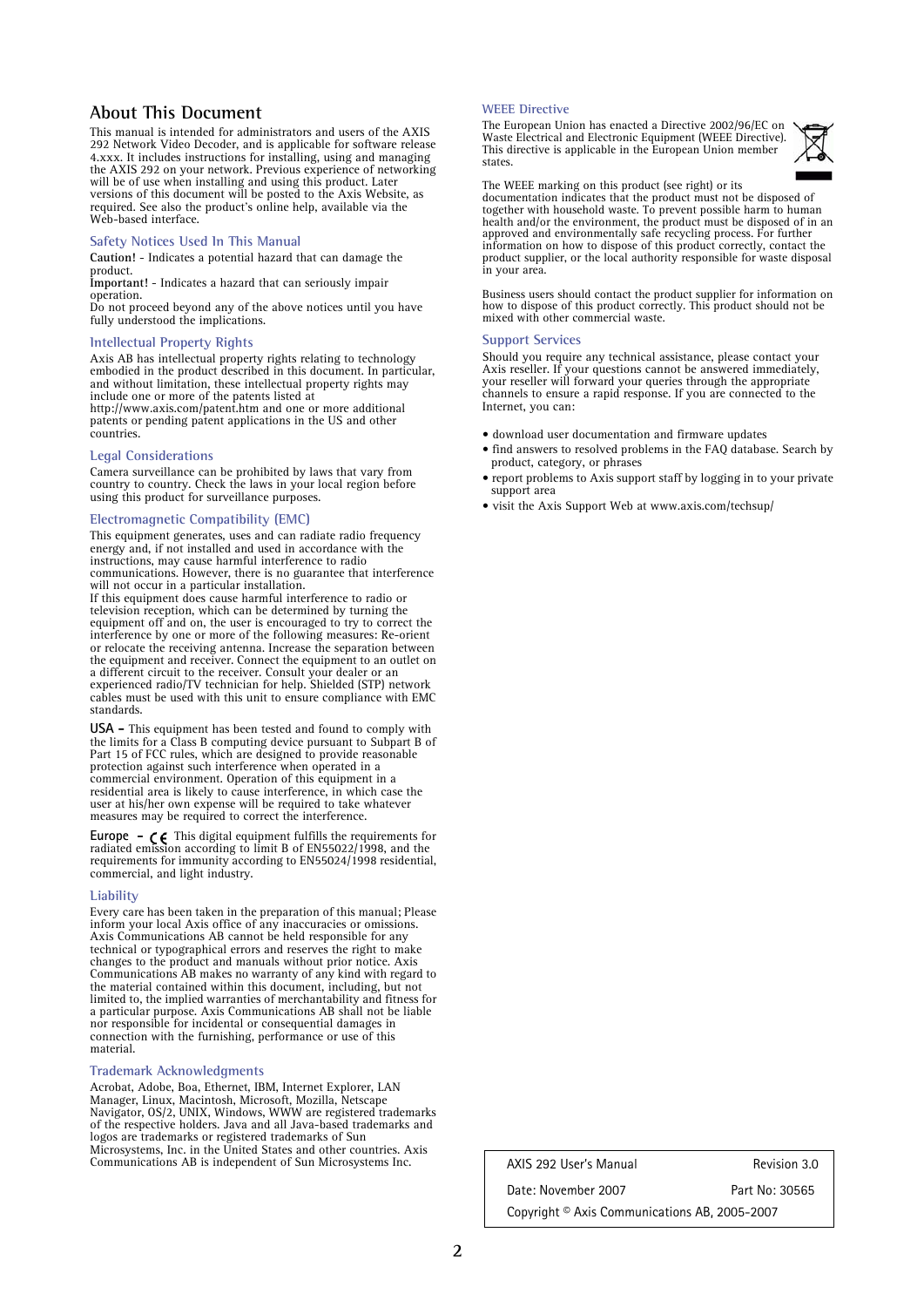# About This Document

This manual is intended for administrators and users of the AXIS 292 Network Video Decoder, and is applicable for software release 4.xxx. It includes instructions for installing, using and managing the AXIS 292 on your network. Previous experience of networking will be of use when installing and using this product. Later versions of this document will be posted to the Axis Website, as required. See also the product's online help, available via the Web-based interface.

## Safety Notices Used In This Manual

**Caution!** - Indicates a potential hazard that can damage the product.
**Important!** - Indicates a hazard that can seriously impair operation.
Do not proceed beyond any of the above notices until you have fully understood the implications.

## Intellectual Property Rights

Axis AB has intellectual property rights relating to technology embodied in the product described in this document. In particular, and without limitation, these intellectual property rights may include one or more of the patents listed at http://www.axis.com/patent.htm and one or more additional patents or pending patent applications in the US and other countries.

## Legal Considerations

Camera surveillance can be prohibited by laws that vary from country to country. Check the laws in your local region before using this product for surveillance purposes.

## Electromagnetic Compatibility (EMC)

This equipment generates, uses and can radiate radio frequency energy and, if not installed and used in accordance with the instructions, may cause harmful interference to radio communications. However, there is no guarantee that interference will not occur in a particular installation.
If this equipment does cause harmful interference to radio or television reception, which can be determined by turning the equipment off and on, the user is encouraged to try to correct the interference by one or more of the following measures: Re-orient or relocate the receiving antenna. Increase the separation between the equipment and receiver. Connect the equipment to an outlet on a different circuit to the receiver. Consult your dealer or an experienced radio/TV technician for help. Shielded (STP) network cables must be used with this unit to ensure compliance with EMC standards.

**USA** – This equipment has been tested and found to comply with the limits for a Class B computing device pursuant to Subpart B of Part 15 of FCC rules, which are designed to provide reasonable protection against such interference when operated in a commercial environment. Operation of this equipment in a residential area is likely to cause interference, in which case the user at his/her own expense will be required to take whatever measures may be required to correct the interference.

**Europe** – CE This digital equipment fulfills the requirements for radiated emission according to limit B of EN55022/1998, and the requirements for immunity according to EN55024/1998 residential, commercial, and light industry.

## Liability

Every care has been taken in the preparation of this manual; Please inform your local Axis office of any inaccuracies or omissions. Axis Communications AB cannot be held responsible for any technical or typographical errors and reserves the right to make changes to the product and manuals without prior notice. Axis Communications AB makes no warranty of any kind with regard to the material contained within this document, including, but not limited to, the implied warranties of merchantability and fitness for a particular purpose. Axis Communications AB shall not be liable nor responsible for incidental or consequential damages in connection with the furnishing, performance or use of this material.

## Trademark Acknowledgments

Acrobat, Adobe, Boa, Ethernet, IBM, Internet Explorer, LAN Manager, Linux, Macintosh, Microsoft, Mozilla, Netscape Navigator, OS/2, UNIX, Windows, WWW are registered trademarks of the respective holders. Java and all Java-based trademarks and logos are trademarks or registered trademarks of Sun Microsystems, Inc. in the United States and other countries. Axis Communications AB is independent of Sun Microsystems Inc.

## WEEE Directive

The European Union has enacted a Directive 2002/96/EC on Waste Electrical and Electronic Equipment (WEEE Directive). This directive is applicable in the European Union member states.

The WEEE marking on this product (see right) or its documentation indicates that the product must not be disposed of together with household waste. To prevent possible harm to human health and/or the environment, the product must be disposed of in an approved and environmentally safe recycling process. For further information on how to dispose of this product correctly, contact the product supplier, or the local authority responsible for waste disposal in your area.

Business users should contact the product supplier for information on how to dispose of this product correctly. This product should not be mixed with other commercial waste.

## Support Services

Should you require any technical assistance, please contact your Axis reseller. If your questions cannot be answered immediately, your reseller will forward your queries through the appropriate channels to ensure a rapid response. If you are connected to the Internet, you can:

- download user documentation and firmware updates
- find answers to resolved problems in the FAQ database. Search by product, category, or phrases
- report problems to Axis support staff by logging in to your private support area
- visit the Axis Support Web at www.axis.com/techsup/

| AXIS 292 User's Manual | Revision 3.0 |
|---|---|
| Date: November 2007 | Part No: 30565 |
| Copyright © Axis Communications AB, 2005-2007 | |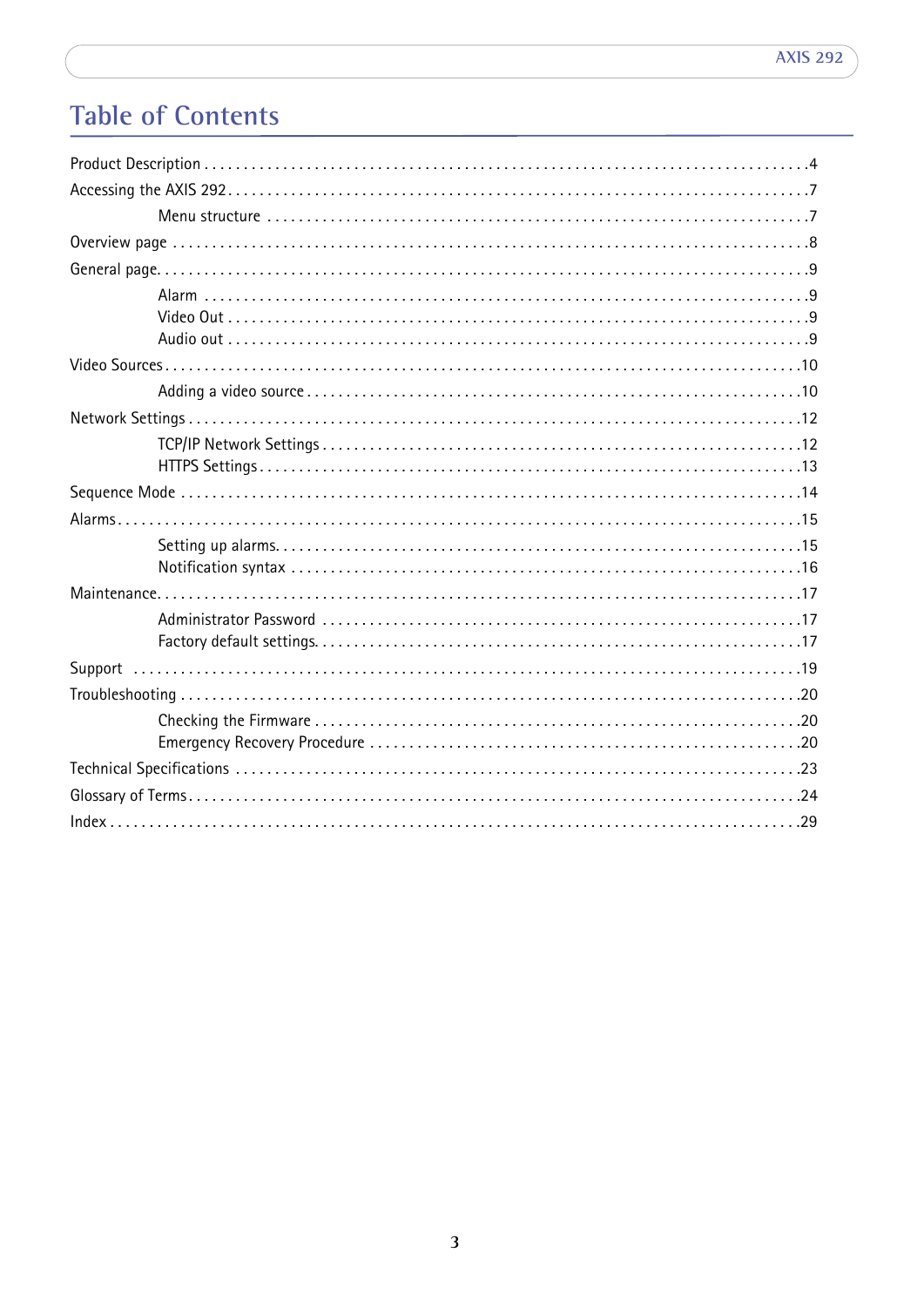# Table of Contents

- Product Description . . . . . . . . . . 4
- Accessing the AXIS 292 . . . . . . . . . . 7
  - Menu structure . . . . . . . . . . 7
- Overview page . . . . . . . . . . 8
- General page. . . . . . . . . . . 9
  - Alarm . . . . . . . . . . 9
  - Video Out . . . . . . . . . . 9
  - Audio out . . . . . . . . . . 9
- Video Sources . . . . . . . . . . 10
  - Adding a video source . . . . . . . . . . 10
- Network Settings . . . . . . . . . . 12
  - TCP/IP Network Settings . . . . . . . . . . 12
  - HTTPS Settings . . . . . . . . . . 13
- Sequence Mode . . . . . . . . . . 14
- Alarms . . . . . . . . . . 15
  - Setting up alarms. . . . . . . . . . . 15
  - Notification syntax . . . . . . . . . . 16
- Maintenance. . . . . . . . . . . 17
  - Administrator Password . . . . . . . . . . 17
  - Factory default settings. . . . . . . . . . . 17
- Support . . . . . . . . . . 19
- Troubleshooting . . . . . . . . . . 20
  - Checking the Firmware . . . . . . . . . . 20
  - Emergency Recovery Procedure . . . . . . . . . . 20
- Technical Specifications . . . . . . . . . . 23
- Glossary of Terms . . . . . . . . . . 24
- Index . . . . . . . . . . 29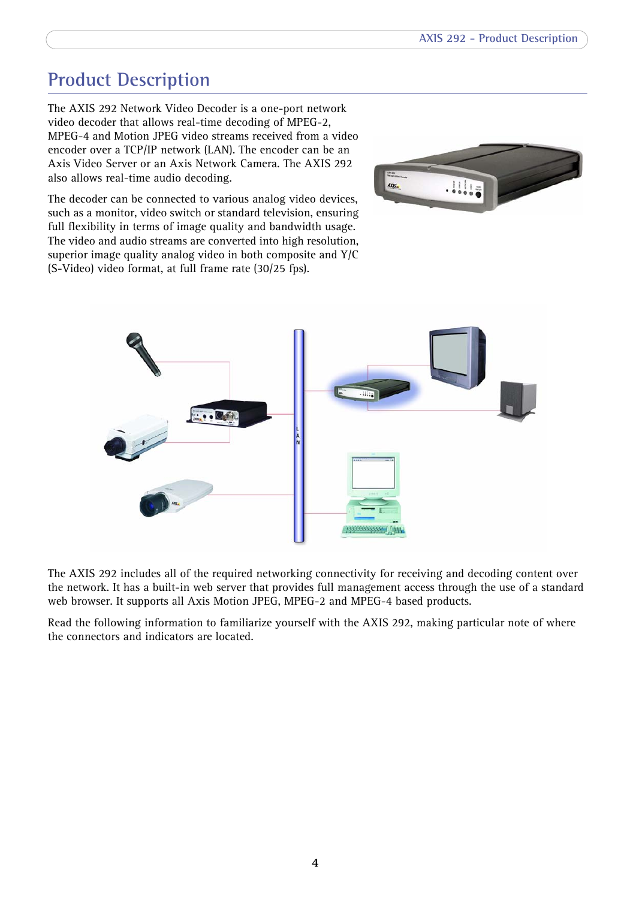# Product Description

The AXIS 292 Network Video Decoder is a one-port network video decoder that allows real-time decoding of MPEG-2, MPEG-4 and Motion JPEG video streams received from a video encoder over a TCP/IP network (LAN). The encoder can be an Axis Video Server or an Axis Network Camera. The AXIS 292 also allows real-time audio decoding.

The decoder can be connected to various analog video devices, such as a monitor, video switch or standard television, ensuring full flexibility in terms of image quality and bandwidth usage. The video and audio streams are converted into high resolution, superior image quality analog video in both composite and Y/C (S-Video) video format, at full frame rate (30/25 fps).

The AXIS 292 includes all of the required networking connectivity for receiving and decoding content over the network. It has a built-in web server that provides full management access through the use of a standard web browser. It supports all Axis Motion JPEG, MPEG-2 and MPEG-4 based products.

Read the following information to familiarize yourself with the AXIS 292, making particular note of where the connectors and indicators are located.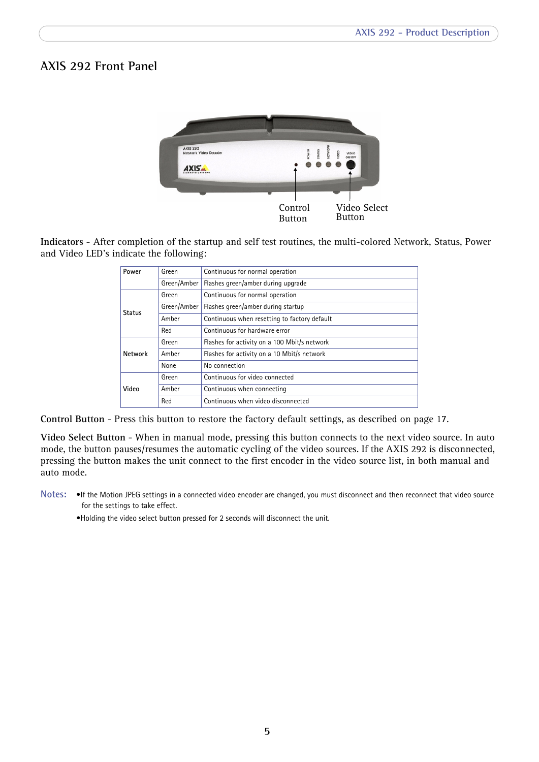## AXIS 292 Front Panel

Control Button

Video Select Button

**Indicators** - After completion of the startup and self test routines, the multi-colored Network, Status, Power and Video LED's indicate the following:

| | | |
|---|---|---|
| **Power** | Green | Continuous for normal operation |
| | Green/Amber | Flashes green/amber during upgrade |
| **Status** | Green | Continuous for normal operation |
| | Green/Amber | Flashes green/amber during startup |
| | Amber | Continuous when resetting to factory default |
| | Red | Continuous for hardware error |
| **Network** | Green | Flashes for activity on a 100 Mbit/s network |
| | Amber | Flashes for activity on a 10 Mbit/s network |
| | None | No connection |
| **Video** | Green | Continuous for video connected |
| | Amber | Continuous when connecting |
| | Red | Continuous when video disconnected |

**Control Button** - Press this button to restore the factory default settings, as described on page 17.

**Video Select Button** - When in manual mode, pressing this button connects to the next video source. In auto mode, the button pauses/resumes the automatic cycling of the video sources. If the AXIS 292 is disconnected, pressing the button makes the unit connect to the first encoder in the video source list, in both manual and auto mode.

**Notes:**

- If the Motion JPEG settings in a connected video encoder are changed, you must disconnect and then reconnect that video source for the settings to take effect.
- Holding the video select button pressed for 2 seconds will disconnect the unit.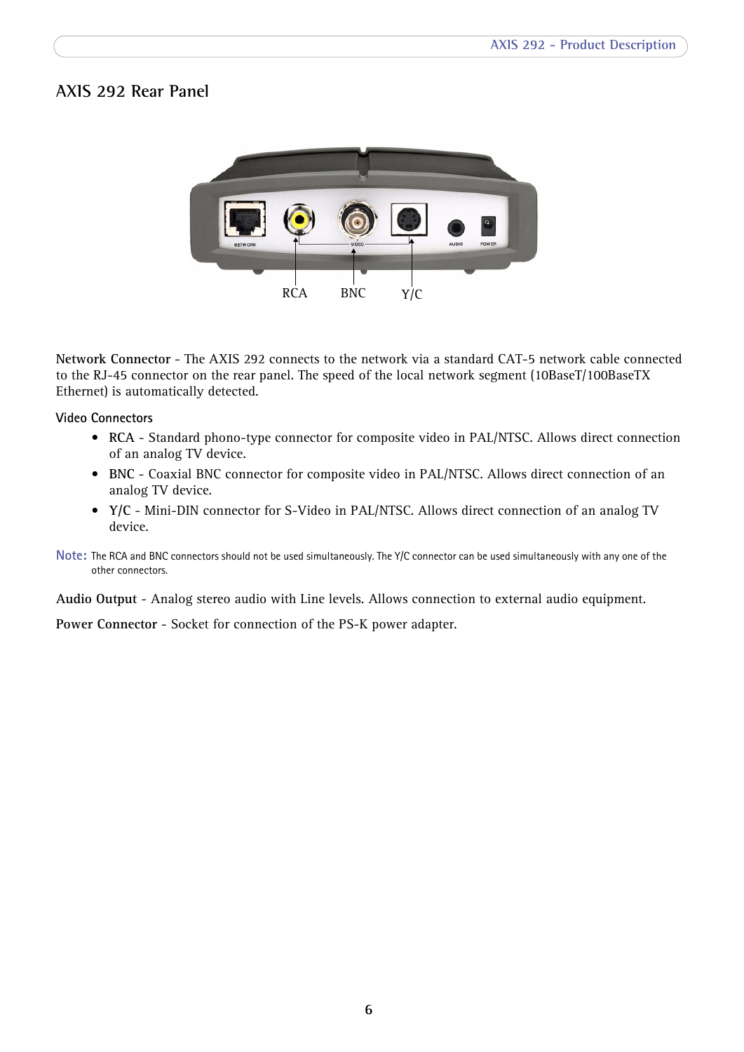## AXIS 292 Rear Panel

RCA BNC Y/C

**Network Connector** - The AXIS 292 connects to the network via a standard CAT-5 network cable connected to the RJ-45 connector on the rear panel. The speed of the local network segment (10BaseT/100BaseTX Ethernet) is automatically detected.

### Video Connectors

- **RCA** - Standard phono-type connector for composite video in PAL/NTSC. Allows direct connection of an analog TV device.
- **BNC** - Coaxial BNC connector for composite video in PAL/NTSC. Allows direct connection of an analog TV device.
- **Y/C** - Mini-DIN connector for S-Video in PAL/NTSC. Allows direct connection of an analog TV device.

**Note:** The RCA and BNC connectors should not be used simultaneously. The Y/C connector can be used simultaneously with any one of the other connectors.

**Audio Output** - Analog stereo audio with Line levels. Allows connection to external audio equipment.

**Power Connector** - Socket for connection of the PS-K power adapter.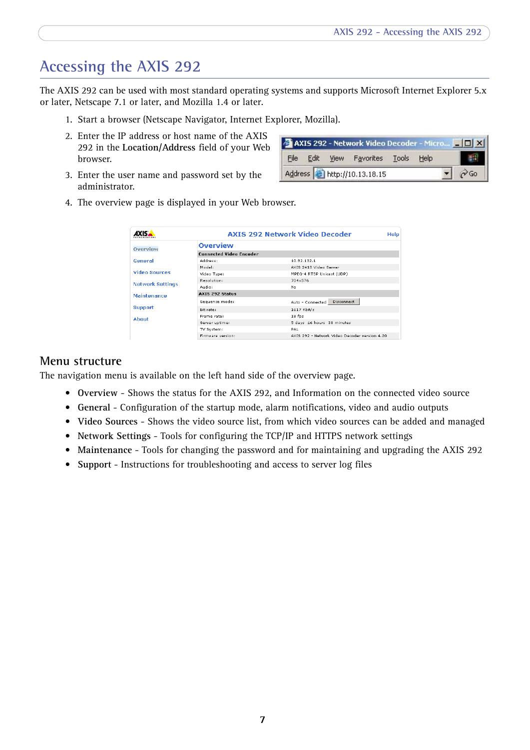# Accessing the AXIS 292

The AXIS 292 can be used with most standard operating systems and supports Microsoft Internet Explorer 5.x or later, Netscape 7.1 or later, and Mozilla 1.4 or later.

1. Start a browser (Netscape Navigator, Internet Explorer, Mozilla).
2. Enter the IP address or host name of the AXIS 292 in the **Location/Address** field of your Web browser.
3. Enter the user name and password set by the administrator.
4. The overview page is displayed in your Web browser.

## Menu structure

The navigation menu is available on the left hand side of the overview page.

- **Overview** - Shows the status for the AXIS 292, and Information on the connected video source
- **General** - Configuration of the startup mode, alarm notifications, video and audio outputs
- **Video Sources** - Shows the video source list, from which video sources can be added and managed
- **Network Settings** - Tools for configuring the TCP/IP and HTTPS network settings
- **Maintenance** - Tools for changing the password and for maintaining and upgrading the AXIS 292
- **Support** - Instructions for troubleshooting and access to server log files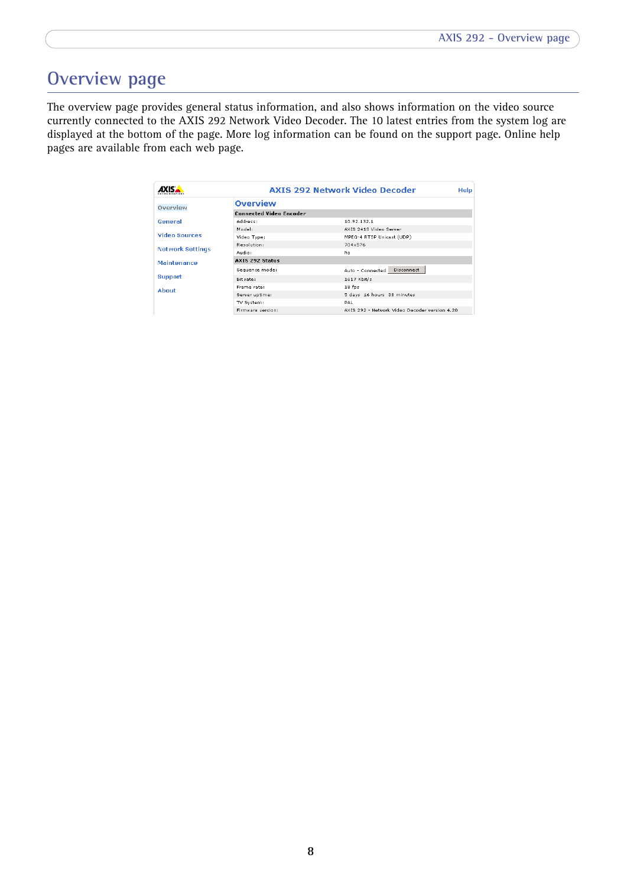# Overview page

The overview page provides general status information, and also shows information on the video source currently connected to the AXIS 292 Network Video Decoder. The 10 latest entries from the system log are displayed at the bottom of the page. More log information can be found on the support page. Online help pages are available from each web page.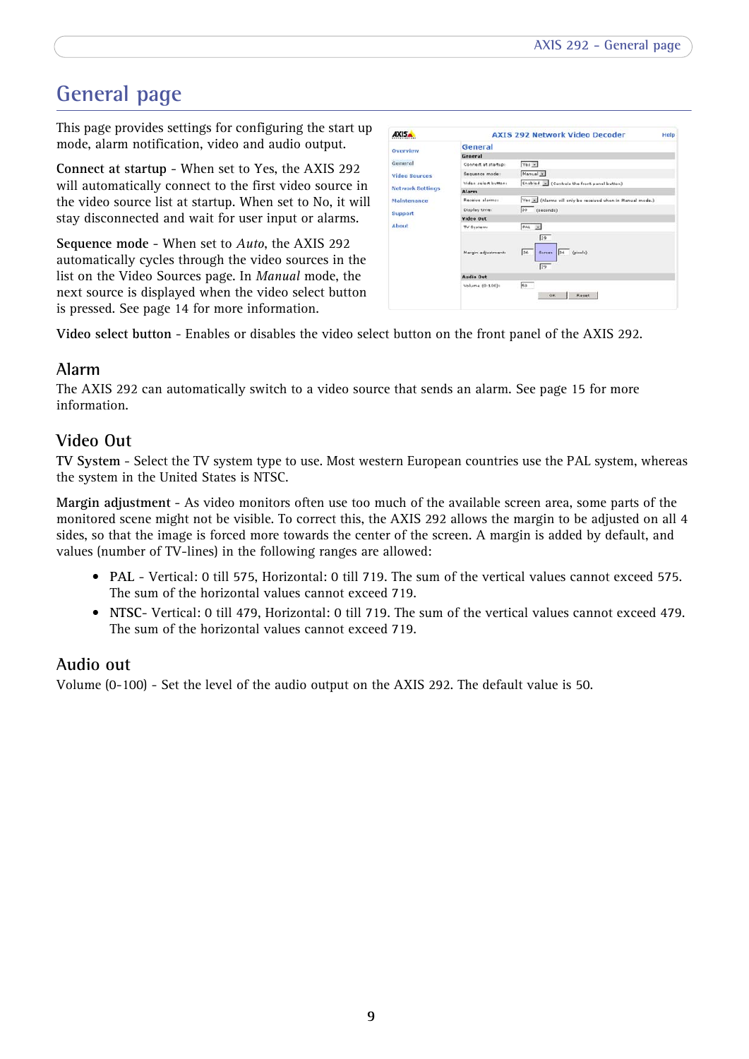# General page

This page provides settings for configuring the start up mode, alarm notification, video and audio output.

**Connect at startup** - When set to Yes, the AXIS 292 will automatically connect to the first video source in the video source list at startup. When set to No, it will stay disconnected and wait for user input or alarms.

**Sequence mode** - When set to *Auto*, the AXIS 292 automatically cycles through the video sources in the list on the Video Sources page. In *Manual* mode, the next source is displayed when the video select button is pressed. See page 14 for more information.

**Video select button** - Enables or disables the video select button on the front panel of the AXIS 292.

## Alarm

The AXIS 292 can automatically switch to a video source that sends an alarm. See page 15 for more information.

## Video Out

**TV System** - Select the TV system type to use. Most western European countries use the PAL system, whereas the system in the United States is NTSC.

**Margin adjustment** - As video monitors often use too much of the available screen area, some parts of the monitored scene might not be visible. To correct this, the AXIS 292 allows the margin to be adjusted on all 4 sides, so that the image is forced more towards the center of the screen. A margin is added by default, and values (number of TV-lines) in the following ranges are allowed:

- PAL - Vertical: 0 till 575, Horizontal: 0 till 719. The sum of the vertical values cannot exceed 575. The sum of the horizontal values cannot exceed 719.
- NTSC- Vertical: 0 till 479, Horizontal: 0 till 719. The sum of the vertical values cannot exceed 479. The sum of the horizontal values cannot exceed 719.

## Audio out

Volume (0-100) - Set the level of the audio output on the AXIS 292. The default value is 50.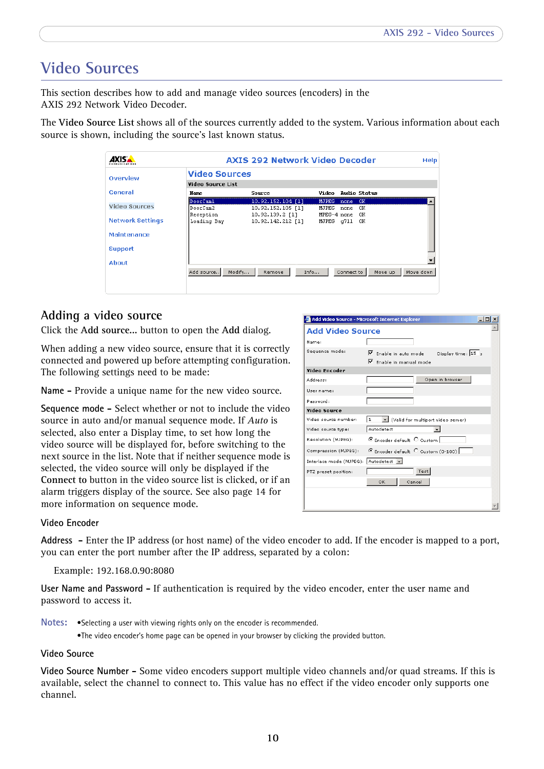# Video Sources

This section describes how to add and manage video sources (encoders) in the AXIS 292 Network Video Decoder.

The **Video Source List** shows all of the sources currently added to the system. Various information about each source is shown, including the source's last known status.

## Adding a video source

Click the **Add source...** button to open the **Add** dialog.

When adding a new video source, ensure that it is correctly connected and powered up before attempting configuration. The following settings need to be made:

**Name** – Provide a unique name for the new video source.

**Sequence mode** – Select whether or not to include the video source in auto and/or manual sequence mode. If *Auto* is selected, also enter a Display time, to set how long the video source will be displayed for, before switching to the next source in the list. Note that if neither sequence mode is selected, the video source will only be displayed if the **Connect to** button in the video source list is clicked, or if an alarm triggers display of the source. See also page 14 for more information on sequence mode.

### Video Encoder

**Address** – Enter the IP address (or host name) of the video encoder to add. If the encoder is mapped to a port, you can enter the port number after the IP address, separated by a colon:

Example: 192.168.0.90:8080

**User Name and Password** – If authentication is required by the video encoder, enter the user name and password to access it.

**Notes:**
- Selecting a user with viewing rights only on the encoder is recommended.
- The video encoder's home page can be opened in your browser by clicking the provided button.

### Video Source

**Video Source Number** – Some video encoders support multiple video channels and/or quad streams. If this is available, select the channel to connect to. This value has no effect if the video encoder only supports one channel.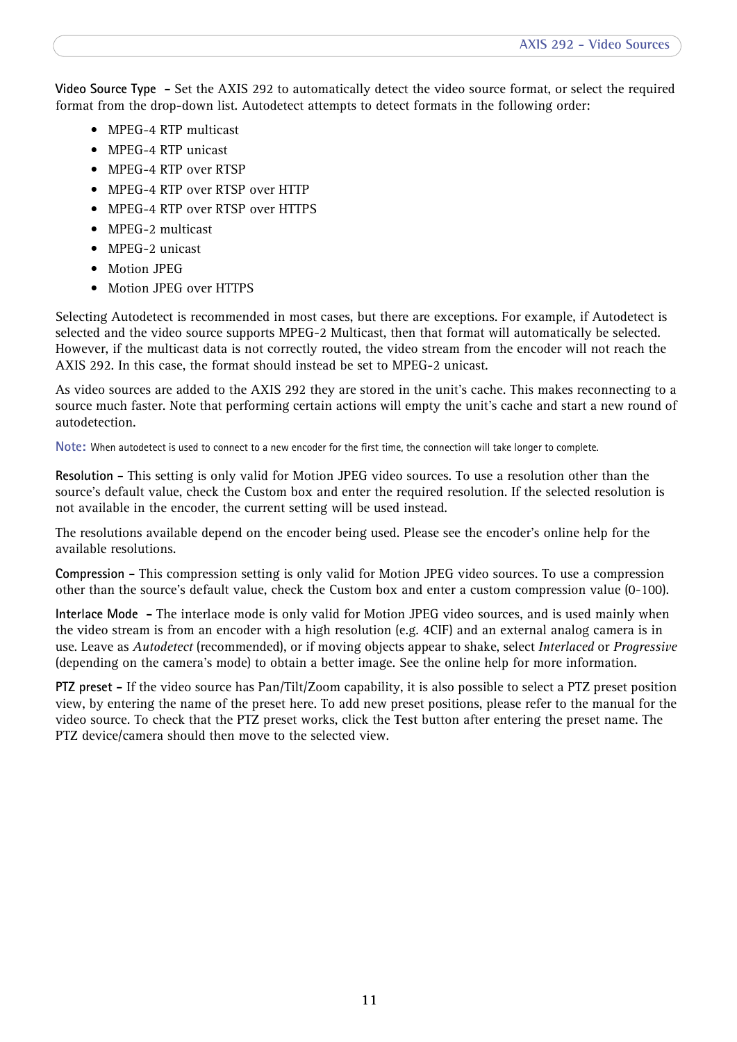**Video Source Type** – Set the AXIS 292 to automatically detect the video source format, or select the required format from the drop-down list. Autodetect attempts to detect formats in the following order:

- MPEG-4 RTP multicast
- MPEG-4 RTP unicast
- MPEG-4 RTP over RTSP
- MPEG-4 RTP over RTSP over HTTP
- MPEG-4 RTP over RTSP over HTTPS
- MPEG-2 multicast
- MPEG-2 unicast
- Motion JPEG
- Motion JPEG over HTTPS

Selecting Autodetect is recommended in most cases, but there are exceptions. For example, if Autodetect is selected and the video source supports MPEG-2 Multicast, then that format will automatically be selected. However, if the multicast data is not correctly routed, the video stream from the encoder will not reach the AXIS 292. In this case, the format should instead be set to MPEG-2 unicast.

As video sources are added to the AXIS 292 they are stored in the unit's cache. This makes reconnecting to a source much faster. Note that performing certain actions will empty the unit's cache and start a new round of autodetection.

**Note:** When autodetect is used to connect to a new encoder for the first time, the connection will take longer to complete.

**Resolution** – This setting is only valid for Motion JPEG video sources. To use a resolution other than the source's default value, check the Custom box and enter the required resolution. If the selected resolution is not available in the encoder, the current setting will be used instead.

The resolutions available depend on the encoder being used. Please see the encoder's online help for the available resolutions.

**Compression** – This compression setting is only valid for Motion JPEG video sources. To use a compression other than the source's default value, check the Custom box and enter a custom compression value (0-100).

**Interlace Mode** – The interlace mode is only valid for Motion JPEG video sources, and is used mainly when the video stream is from an encoder with a high resolution (e.g. 4CIF) and an external analog camera is in use. Leave as *Autodetect* (recommended), or if moving objects appear to shake, select *Interlaced* or *Progressive* (depending on the camera's mode) to obtain a better image. See the online help for more information.

**PTZ preset** – If the video source has Pan/Tilt/Zoom capability, it is also possible to select a PTZ preset position view, by entering the name of the preset here. To add new preset positions, please refer to the manual for the video source. To check that the PTZ preset works, click the **Test** button after entering the preset name. The PTZ device/camera should then move to the selected view.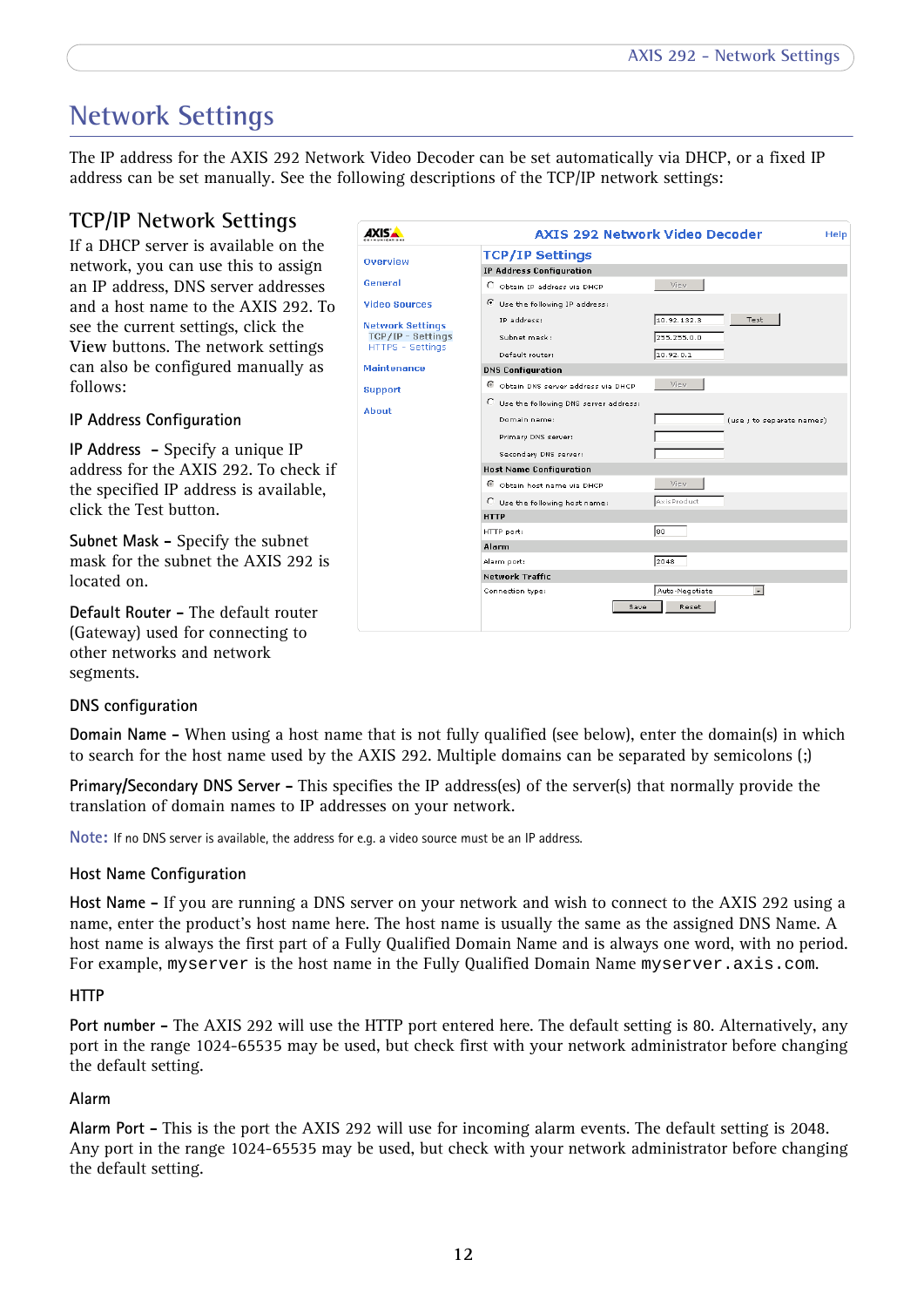# Network Settings

The IP address for the AXIS 292 Network Video Decoder can be set automatically via DHCP, or a fixed IP address can be set manually. See the following descriptions of the TCP/IP network settings:

## TCP/IP Network Settings

If a DHCP server is available on the network, you can use this to assign an IP address, DNS server addresses and a host name to the AXIS 292. To see the current settings, click the **View** buttons. The network settings can also be configured manually as follows:

### IP Address Configuration

**IP Address** – Specify a unique IP address for the AXIS 292. To check if the specified IP address is available, click the Test button.

**Subnet Mask** – Specify the subnet mask for the subnet the AXIS 292 is located on.

**Default Router** – The default router (Gateway) used for connecting to other networks and network segments.

### DNS configuration

**Domain Name** – When using a host name that is not fully qualified (see below), enter the domain(s) in which to search for the host name used by the AXIS 292. Multiple domains can be separated by semicolons (;)

**Primary/Secondary DNS Server** – This specifies the IP address(es) of the server(s) that normally provide the translation of domain names to IP addresses on your network.

**Note:** If no DNS server is available, the address for e.g. a video source must be an IP address.

### Host Name Configuration

**Host Name** – If you are running a DNS server on your network and wish to connect to the AXIS 292 using a name, enter the product's host name here. The host name is usually the same as the assigned DNS Name. A host name is always the first part of a Fully Qualified Domain Name and is always one word, with no period. For example, `myserver` is the host name in the Fully Qualified Domain Name `myserver.axis.com`.

### HTTP

**Port number** – The AXIS 292 will use the HTTP port entered here. The default setting is 80. Alternatively, any port in the range 1024-65535 may be used, but check first with your network administrator before changing the default setting.

### Alarm

**Alarm Port** – This is the port the AXIS 292 will use for incoming alarm events. The default setting is 2048. Any port in the range 1024-65535 may be used, but check first with your network administrator before changing the default setting.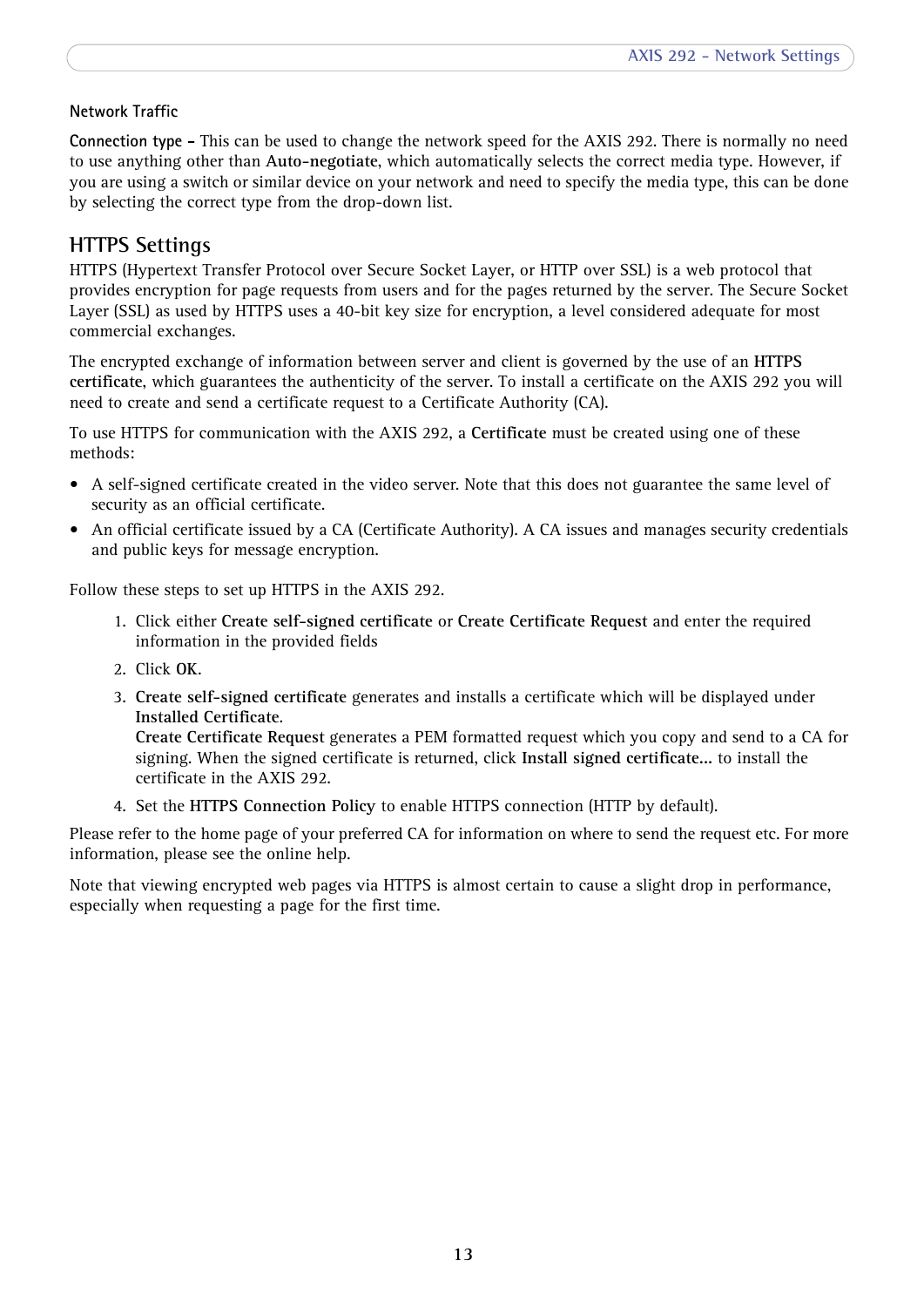### Network Traffic

**Connection type -** This can be used to change the network speed for the AXIS 292. There is normally no need to use anything other than **Auto-negotiate**, which automatically selects the correct media type. However, if you are using a switch or similar device on your network and need to specify the media type, this can be done by selecting the correct type from the drop-down list.

## HTTPS Settings

HTTPS (Hypertext Transfer Protocol over Secure Socket Layer, or HTTP over SSL) is a web protocol that provides encryption for page requests from users and for the pages returned by the server. The Secure Socket Layer (SSL) as used by HTTPS uses a 40-bit key size for encryption, a level considered adequate for most commercial exchanges.

The encrypted exchange of information between server and client is governed by the use of an **HTTPS certificate**, which guarantees the authenticity of the server. To install a certificate on the AXIS 292 you will need to create and send a certificate request to a Certificate Authority (CA).

To use HTTPS for communication with the AXIS 292, a **Certificate** must be created using one of these methods:

- A self-signed certificate created in the video server. Note that this does not guarantee the same level of security as an official certificate.
- An official certificate issued by a CA (Certificate Authority). A CA issues and manages security credentials and public keys for message encryption.

Follow these steps to set up HTTPS in the AXIS 292.

1. Click either **Create self-signed certificate** or **Create Certificate Request** and enter the required information in the provided fields
2. Click **OK**.
3. **Create self-signed certificate** generates and installs a certificate which will be displayed under **Installed Certificate**.
   **Create Certificate Request** generates a PEM formatted request which you copy and send to a CA for signing. When the signed certificate is returned, click **Install signed certificate...** to install the certificate in the AXIS 292.
4. Set the **HTTPS Connection Policy** to enable HTTPS connection (HTTP by default).

Please refer to the home page of your preferred CA for information on where to send the request etc. For more information, please see the online help.

Note that viewing encrypted web pages via HTTPS is almost certain to cause a slight drop in performance, especially when requesting a page for the first time.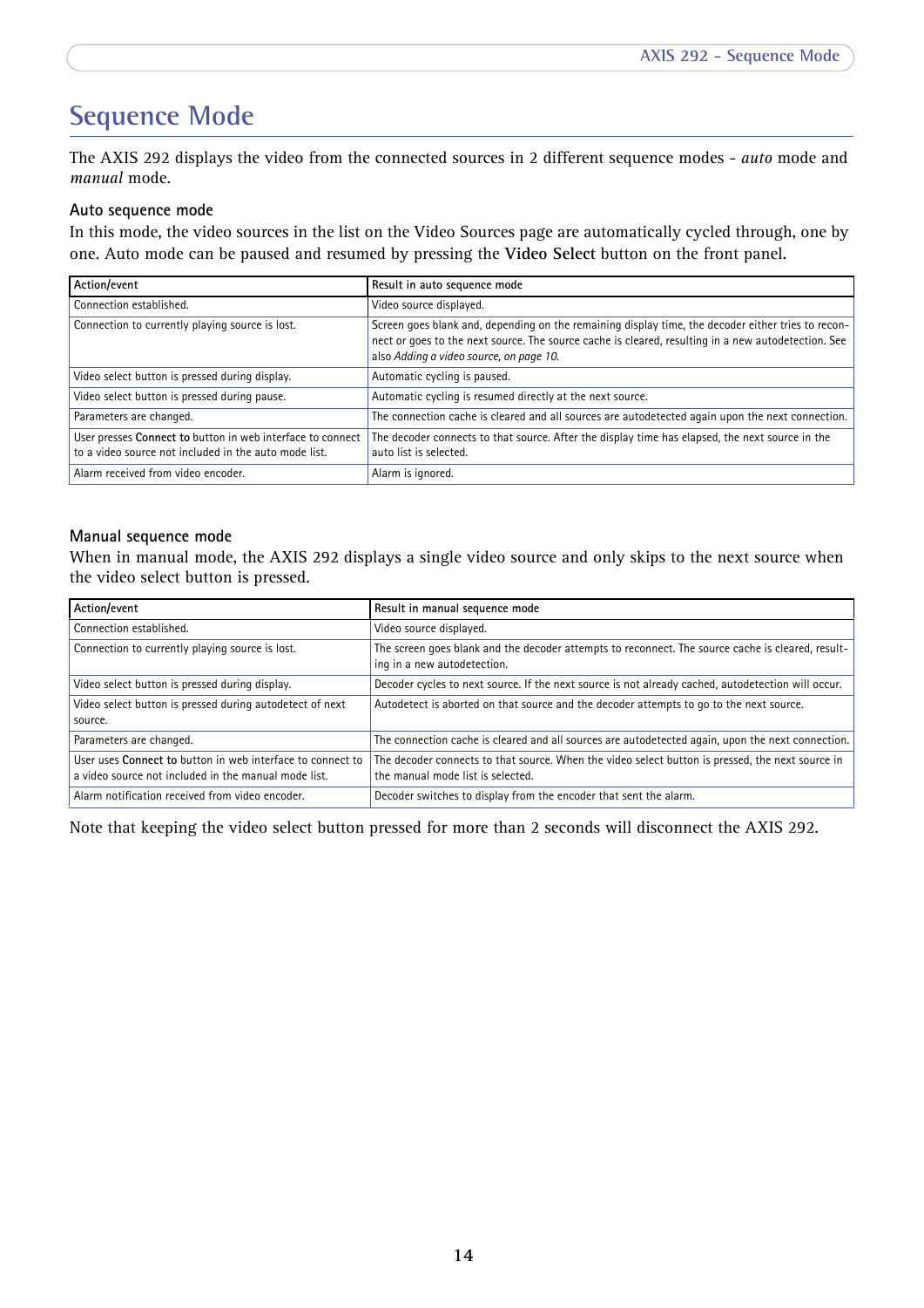# Sequence Mode

The AXIS 292 displays the video from the connected sources in 2 different sequence modes - *auto* mode and *manual* mode.

### Auto sequence mode

In this mode, the video sources in the list on the Video Sources page are automatically cycled through, one by one. Auto mode can be paused and resumed by pressing the **Video Select** button on the front panel.

| Action/event | Result in auto sequence mode |
|---|---|
| Connection established. | Video source displayed. |
| Connection to currently playing source is lost. | Screen goes blank and, depending on the remaining display time, the decoder either tries to reconnect or goes to the next source. The source cache is cleared, resulting in a new autodetection. See also *Adding a video source, on page 10.* |
| Video select button is pressed during display. | Automatic cycling is paused. |
| Video select button is pressed during pause. | Automatic cycling is resumed directly at the next source. |
| Parameters are changed. | The connection cache is cleared and all sources are autodetected again upon the next connection. |
| User presses **Connect to** button in web interface to connect to a video source not included in the auto mode list. | The decoder connects to that source. After the display time has elapsed, the next source in the auto list is selected. |
| Alarm received from video encoder. | Alarm is ignored. |

### Manual sequence mode

When in manual mode, the AXIS 292 displays a single video source and only skips to the next source when the video select button is pressed.

| Action/event | Result in manual sequence mode |
|---|---|
| Connection established. | Video source displayed. |
| Connection to currently playing source is lost. | The screen goes blank and the decoder attempts to reconnect. The source cache is cleared, resulting in a new autodetection. |
| Video select button is pressed during display. | Decoder cycles to next source. If the next source is not already cached, autodetection will occur. |
| Video select button is pressed during autodetect of next source. | Autodetect is aborted on that source and the decoder attempts to go to the next source. |
| Parameters are changed. | The connection cache is cleared and all sources are autodetected again, upon the next connection. |
| User uses **Connect to** button in web interface to connect to a video source not included in the manual mode list. | The decoder connects to that source. When the video select button is pressed, the next source in the manual mode list is selected. |
| Alarm notification received from video encoder. | Decoder switches to display from the encoder that sent the alarm. |

Note that keeping the video select button pressed for more than 2 seconds will disconnect the AXIS 292.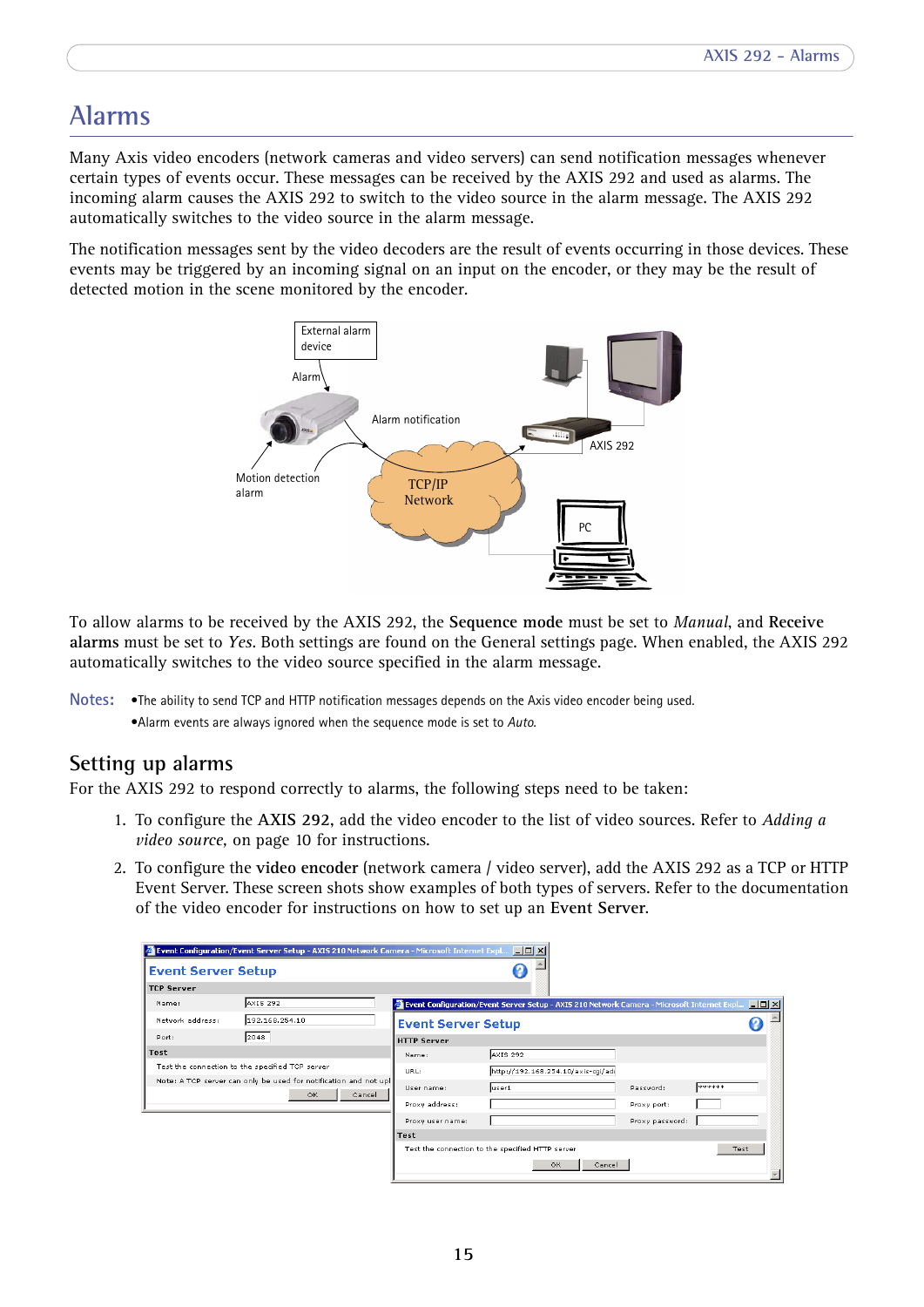# Alarms

Many Axis video encoders (network cameras and video servers) can send notification messages whenever certain types of events occur. These messages can be received by the AXIS 292 and used as alarms. The incoming alarm causes the AXIS 292 to switch to the video source in the alarm message. The AXIS 292 automatically switches to the video source in the alarm message.

The notification messages sent by the video decoders are the result of events occurring in those devices. These events may be triggered by an incoming signal on an input on the encoder, or they may be the result of detected motion in the scene monitored by the encoder.

To allow alarms to be received by the AXIS 292, the **Sequence mode** must be set to *Manual*, and **Receive alarms** must be set to *Yes*. Both settings are found on the General settings page. When enabled, the AXIS 292 automatically switches to the video source specified in the alarm message.

**Notes:**
- The ability to send TCP and HTTP notification messages depends on the Axis video encoder being used.
- Alarm events are always ignored when the sequence mode is set to *Auto*.

## Setting up alarms

For the AXIS 292 to respond correctly to alarms, the following steps need to be taken:

1. To configure the **AXIS 292**, add the video encoder to the list of video sources. Refer to *Adding a video source*, on page 10 for instructions.
2. To configure the **video encoder** (network camera / video server), add the AXIS 292 as a TCP or HTTP Event Server. These screen shots show examples of both types of servers. Refer to the documentation of the video encoder for instructions on how to set up an **Event Server**.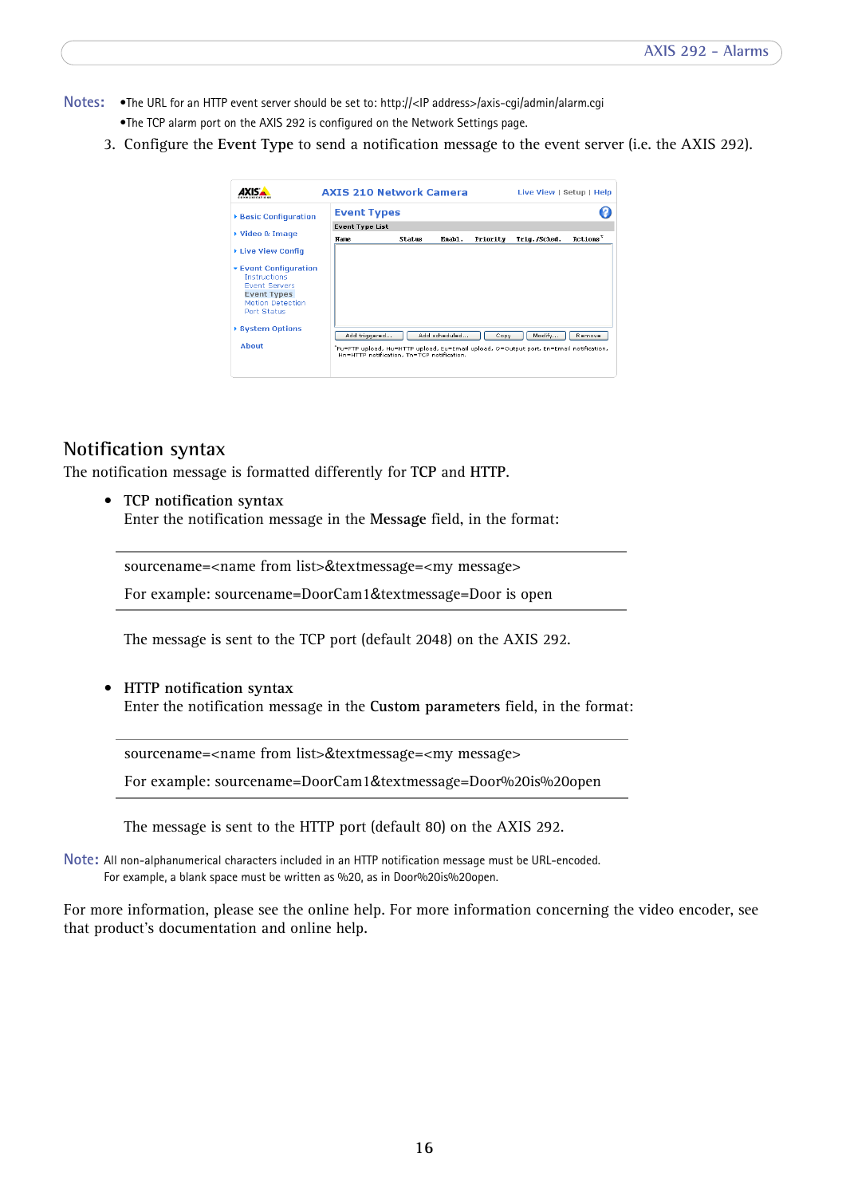**Notes:**
- The URL for an HTTP event server should be set to: http://<IP address>/axis-cgi/admin/alarm.cgi
- The TCP alarm port on the AXIS 292 is configured on the Network Settings page.

3. Configure the **Event Type** to send a notification message to the event server (i.e. the AXIS 292).

## Notification syntax

The notification message is formatted differently for **TCP** and **HTTP**.

- **TCP notification syntax**
  Enter the notification message in the **Message** field, in the format:

  ---

  sourcename=<name from list>&textmessage=<my message>

  For example: sourcename=DoorCam1&textmessage=Door is open

  ---

  The message is sent to the TCP port (default 2048) on the AXIS 292.

- **HTTP notification syntax**
  Enter the notification message in the **Custom parameters** field, in the format:

  ---

  sourcename=<name from list>&textmessage=<my message>

  For example: sourcename=DoorCam1&textmessage=Door%20is%20open

  ---

  The message is sent to the HTTP port (default 80) on the AXIS 292.

**Note:** All non-alphanumerical characters included in an HTTP notification message must be URL-encoded. For example, a blank space must be written as %20, as in Door%20is%20open.

For more information, please see the online help. For more information concerning the video encoder, see that product's documentation and online help.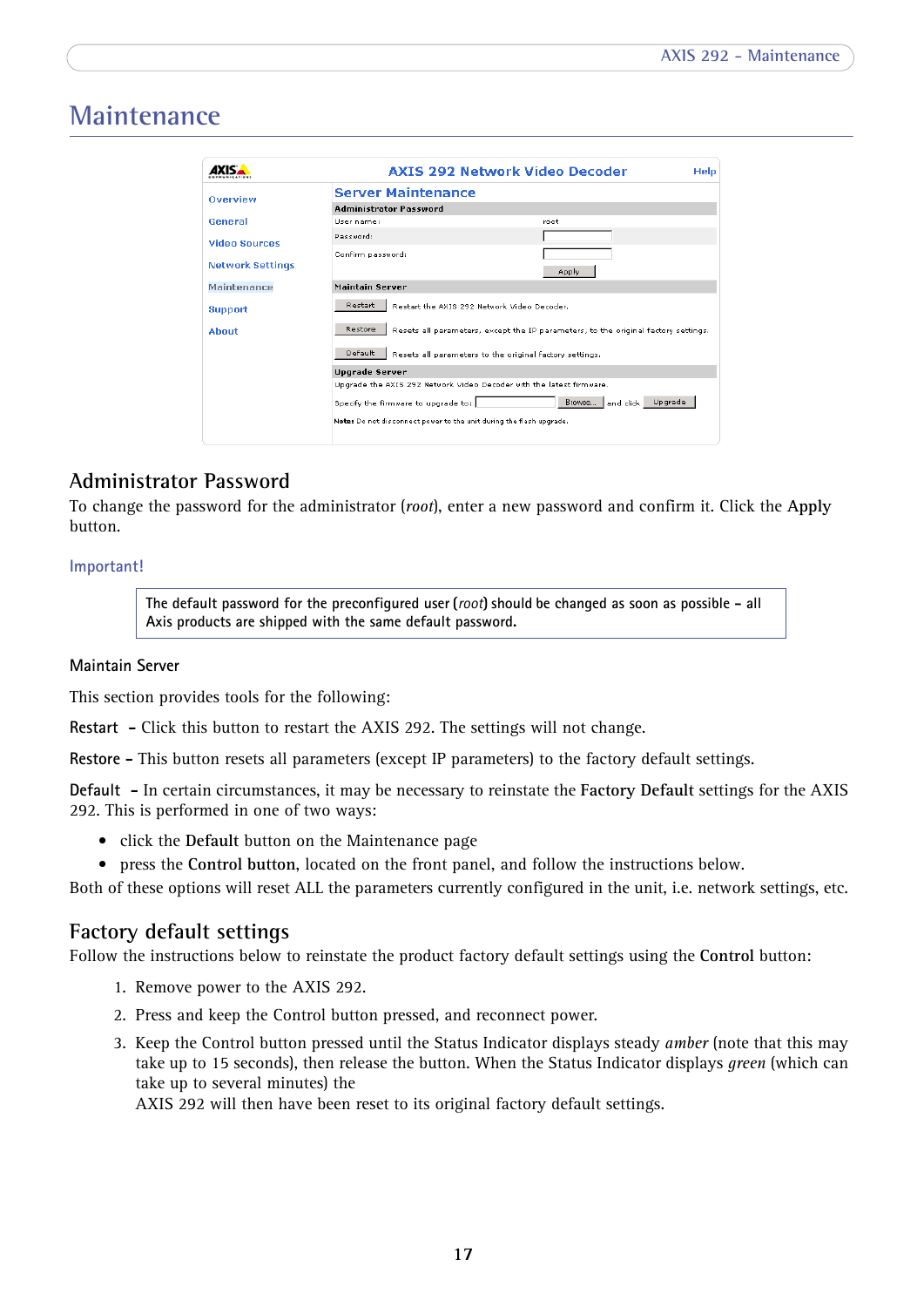# Maintenance

## Administrator Password

To change the password for the administrator (*root*), enter a new password and confirm it. Click the **Apply** button.

### Important!

> The default password for the preconfigured user (*root*) should be changed as soon as possible - all Axis products are shipped with the same default password.

### Maintain Server

This section provides tools for the following:

Restart - Click this button to restart the AXIS 292. The settings will not change.

Restore - This button resets all parameters (except IP parameters) to the factory default settings.

Default - In certain circumstances, it may be necessary to reinstate the **Factory Default** settings for the AXIS 292. This is performed in one of two ways:

- click the **Default** button on the Maintenance page
- press the **Control button**, located on the front panel, and follow the instructions below.

Both of these options will reset ALL the parameters currently configured in the unit, i.e. network settings, etc.

## Factory default settings

Follow the instructions below to reinstate the product factory default settings using the **Control** button:

1. Remove power to the AXIS 292.
2. Press and keep the Control button pressed, and reconnect power.
3. Keep the Control button pressed until the Status Indicator displays steady *amber* (note that this may take up to 15 seconds), then release the button. When the Status Indicator displays *green* (which can take up to several minutes) the AXIS 292 will then have been reset to its original factory default settings.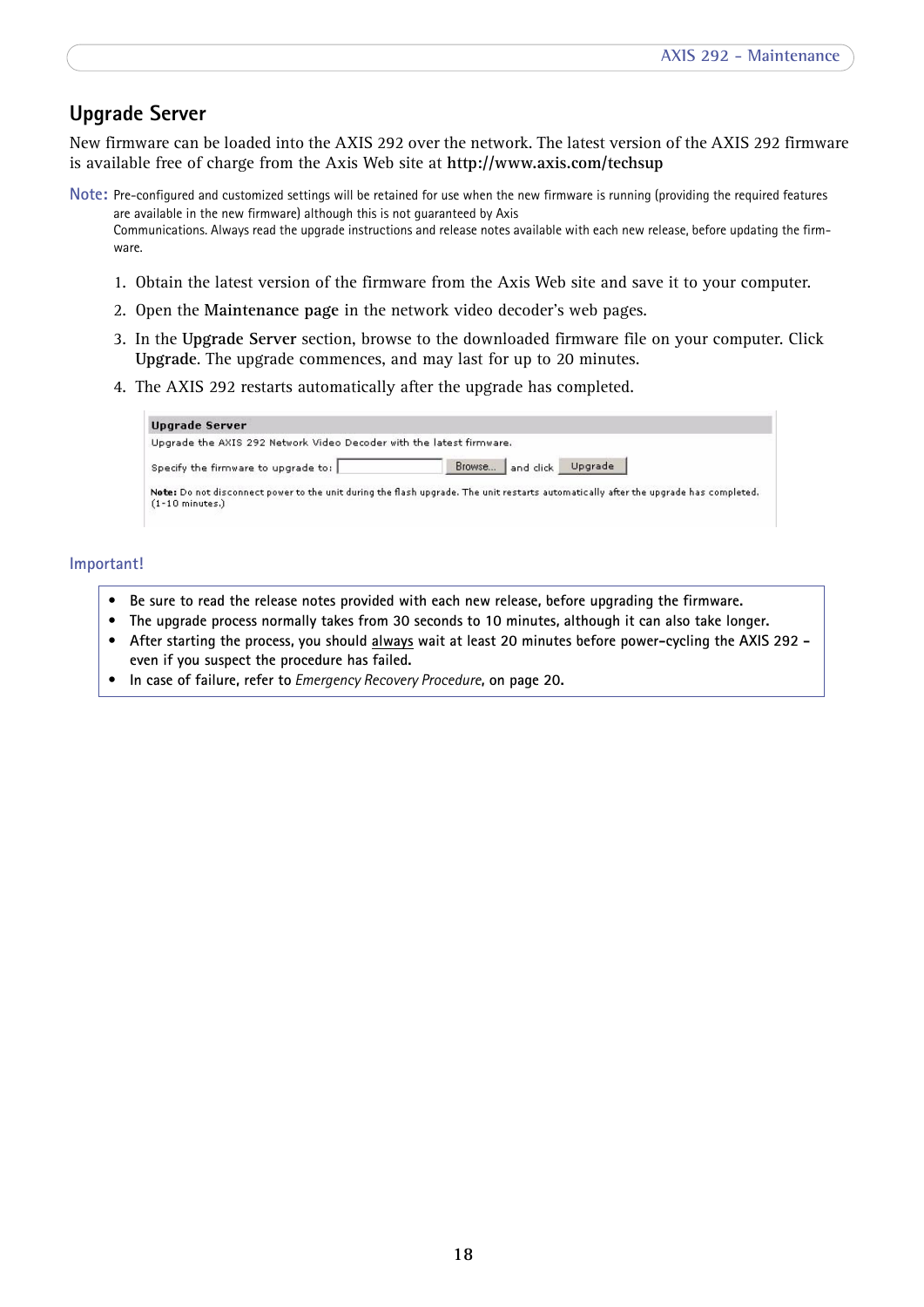## Upgrade Server

New firmware can be loaded into the AXIS 292 over the network. The latest version of the AXIS 292 firmware is available free of charge from the Axis Web site at **http://www.axis.com/techsup**

**Note:** Pre-configured and customized settings will be retained for use when the new firmware is running (providing the required features are available in the new firmware) although this is not guaranteed by Axis Communications. Always read the upgrade instructions and release notes available with each new release, before updating the firmware.

1. Obtain the latest version of the firmware from the Axis Web site and save it to your computer.
2. Open the **Maintenance page** in the network video decoder's web pages.
3. In the **Upgrade Server** section, browse to the downloaded firmware file on your computer. Click **Upgrade**. The upgrade commences, and may last for up to 20 minutes.
4. The AXIS 292 restarts automatically after the upgrade has completed.

**Upgrade Server**

Upgrade the AXIS 292 Network Video Decoder with the latest firmware.

Specify the firmware to upgrade to: [ ] Browse... and click Upgrade

**Note:** Do not disconnect power to the unit during the flash upgrade. The unit restarts automatically after the upgrade has completed. (1-10 minutes.)

### Important!

- Be sure to read the release notes provided with each new release, before upgrading the firmware.
- The upgrade process normally takes from 30 seconds to 10 minutes, although it can also take longer.
- After starting the process, you should always wait at least 20 minutes before power-cycling the AXIS 292 - even if you suspect the procedure has failed.
- In case of failure, refer to *Emergency Recovery Procedure*, on page 20.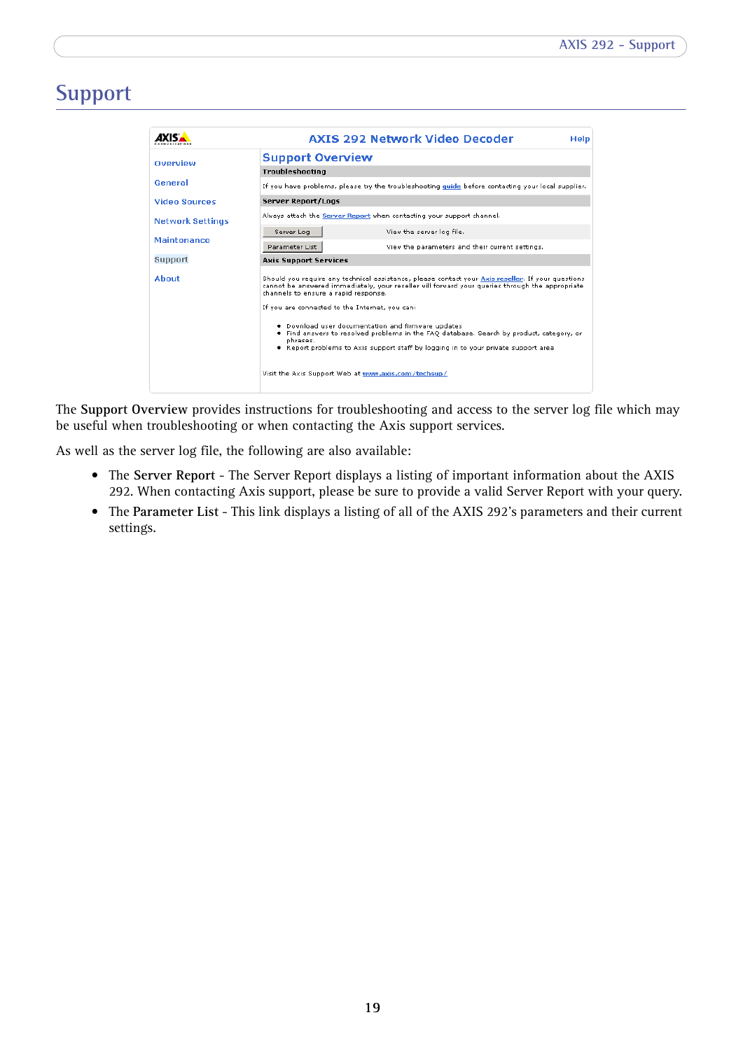# Support

The **Support Overview** provides instructions for troubleshooting and access to the server log file which may be useful when troubleshooting or when contacting the Axis support services.

As well as the server log file, the following are also available:

- The **Server Report** - The Server Report displays a listing of important information about the AXIS 292. When contacting Axis support, please be sure to provide a valid Server Report with your query.
- The **Parameter List** - This link displays a listing of all of the AXIS 292's parameters and their current settings.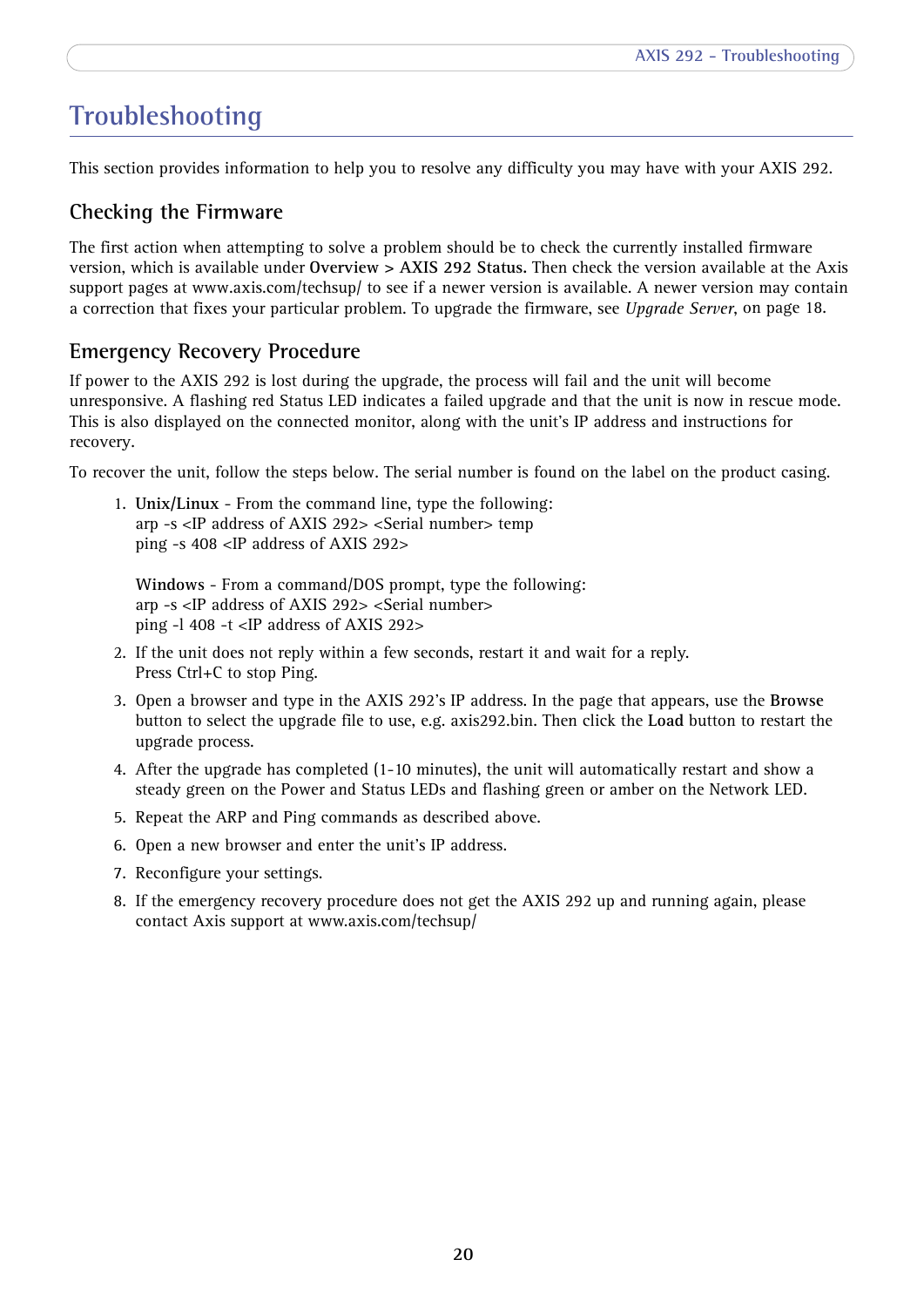# Troubleshooting

This section provides information to help you to resolve any difficulty you may have with your AXIS 292.

## Checking the Firmware

The first action when attempting to solve a problem should be to check the currently installed firmware version, which is available under **Overview > AXIS 292 Status.** Then check the version available at the Axis support pages at www.axis.com/techsup/ to see if a newer version is available. A newer version may contain a correction that fixes your particular problem. To upgrade the firmware, see *Upgrade Server*, on page 18.

## Emergency Recovery Procedure

If power to the AXIS 292 is lost during the upgrade, the process will fail and the unit will become unresponsive. A flashing red Status LED indicates a failed upgrade and that the unit is now in rescue mode. This is also displayed on the connected monitor, along with the unit's IP address and instructions for recovery.

To recover the unit, follow the steps below. The serial number is found on the label on the product casing.

1. **Unix/Linux** - From the command line, type the following:
   arp -s <IP address of AXIS 292> <Serial number> temp
   ping -s 408 <IP address of AXIS 292>

   **Windows** - From a command/DOS prompt, type the following:
   arp -s <IP address of AXIS 292> <Serial number>
   ping -l 408 -t <IP address of AXIS 292>
2. If the unit does not reply within a few seconds, restart it and wait for a reply.
   Press Ctrl+C to stop Ping.
3. Open a browser and type in the AXIS 292's IP address. In the page that appears, use the **Browse** button to select the upgrade file to use, e.g. axis292.bin. Then click the **Load** button to restart the upgrade process.
4. After the upgrade has completed (1-10 minutes), the unit will automatically restart and show a steady green on the Power and Status LEDs and flashing green or amber on the Network LED.
5. Repeat the ARP and Ping commands as described above.
6. Open a new browser and enter the unit's IP address.
7. Reconfigure your settings.
8. If the emergency recovery procedure does not get the AXIS 292 up and running again, please contact Axis support at www.axis.com/techsup/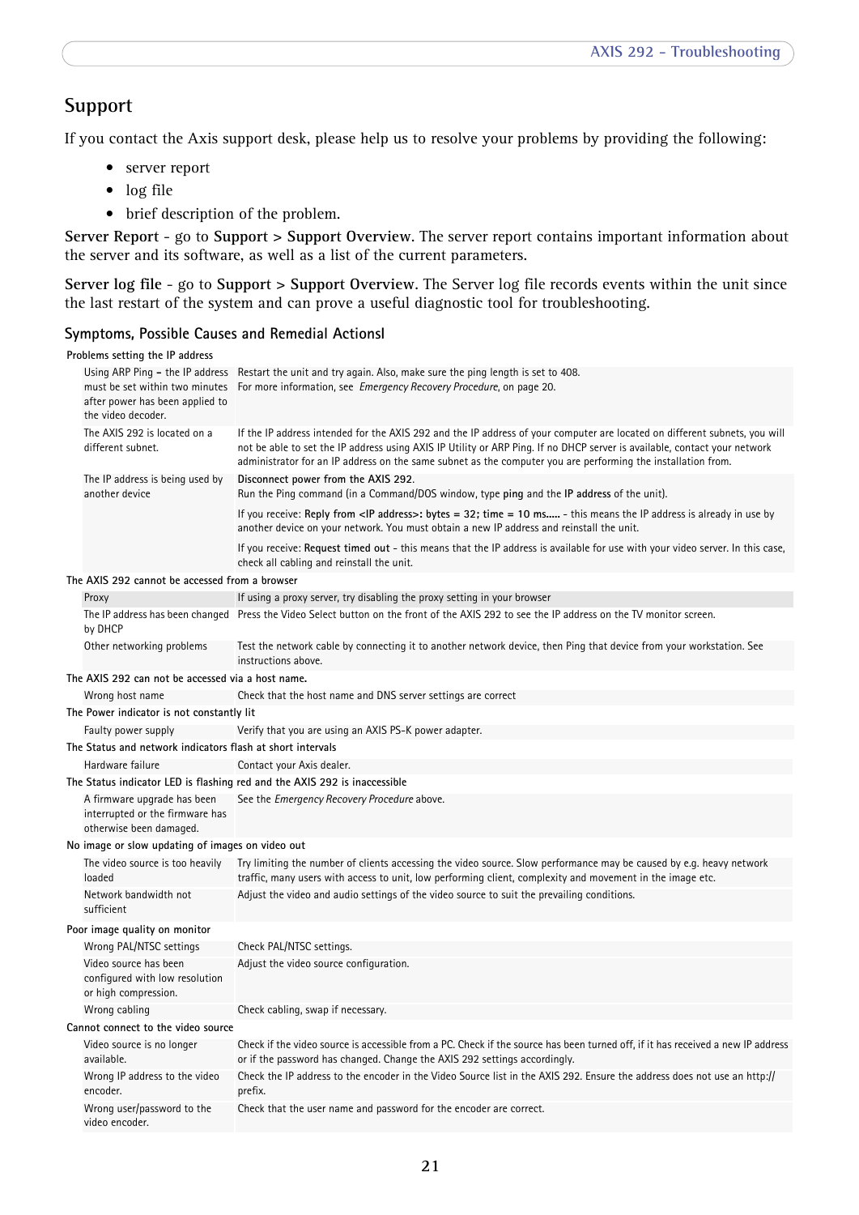## Support

If you contact the Axis support desk, please help us to resolve your problems by providing the following:

- server report
- log file
- brief description of the problem.

**Server Report** - go to **Support > Support Overview**. The server report contains important information about the server and its software, as well as a list of the current parameters.

**Server log file** - go to **Support > Support Overview**. The Server log file records events within the unit since the last restart of the system and can prove a useful diagnostic tool for troubleshooting.

### Symptoms, Possible Causes and Remedial Actionsl

| | |
|---|---|
| **Problems setting the IP address** | |
| Using ARP Ping - the IP address must be set within two minutes after power has been applied to the video decoder. | Restart the unit and try again. Also, make sure the ping length is set to 408. For more information, see *Emergency Recovery Procedure*, on page 20. |
| The AXIS 292 is located on a different subnet. | If the IP address intended for the AXIS 292 and the IP address of your computer are located on different subnets, you will not be able to set the IP address using AXIS IP Utility or ARP Ping. If no DHCP server is available, contact your network administrator for an IP address on the same subnet as the computer you are performing the installation from. |
| The IP address is being used by another device | Disconnect power from the AXIS 292. Run the Ping command (in a Command/DOS window, type **ping** and the **IP address** of the unit). If you receive: **Reply from <IP address>: bytes = 32; time = 10 ms.....** - this means the IP address is already in use by another device on your network. You must obtain a new IP address and reinstall the unit. If you receive: **Request timed out** - this means that the IP address is available for use with your video server. In this case, check all cabling and reinstall the unit. |
| **The AXIS 292 cannot be accessed from a browser** | |
| Proxy | If using a proxy server, try disabling the proxy setting in your browser |
| The IP address has been changed by DHCP | Press the Video Select button on the front of the AXIS 292 to see the IP address on the TV monitor screen. |
| Other networking problems | Test the network cable by connecting it to another network device, then Ping that device from your workstation. See instructions above. |
| **The AXIS 292 can not be accessed via a host name.** | |
| Wrong host name | Check that the host name and DNS server settings are correct |
| **The Power indicator is not constantly lit** | |
| Faulty power supply | Verify that you are using an AXIS PS-K power adapter. |
| **The Status and network indicators flash at short intervals** | |
| Hardware failure | Contact your Axis dealer. |
| **The Status indicator LED is flashing red and the AXIS 292 is inaccessible** | |
| A firmware upgrade has been interrupted or the firmware has otherwise been damaged. | See the *Emergency Recovery Procedure* above. |
| **No image or slow updating of images on video out** | |
| The video source is too heavily loaded | Try limiting the number of clients accessing the video source. Slow performance may be caused by e.g. heavy network traffic, many users with access to unit, low performing client, complexity and movement in the image etc. |
| Network bandwidth not sufficient | Adjust the video and audio settings of the video source to suit the prevailing conditions. |
| **Poor image quality on monitor** | |
| Wrong PAL/NTSC settings | Check PAL/NTSC settings. |
| Video source has been configured with low resolution or high compression. | Adjust the video source configuration. |
| Wrong cabling | Check cabling, swap if necessary. |
| **Cannot connect to the video source** | |
| Video source is no longer available. | Check if the video source is accessible from a PC. Check if the source has been turned off, if it has received a new IP address or if the password has changed. Change the AXIS 292 settings accordingly. |
| Wrong IP address to the video encoder. | Check the IP address to the encoder in the Video Source list in the AXIS 292. Ensure the address does not use an http:// prefix. |
| Wrong user/password to the video encoder. | Check that the user name and password for the encoder are correct. |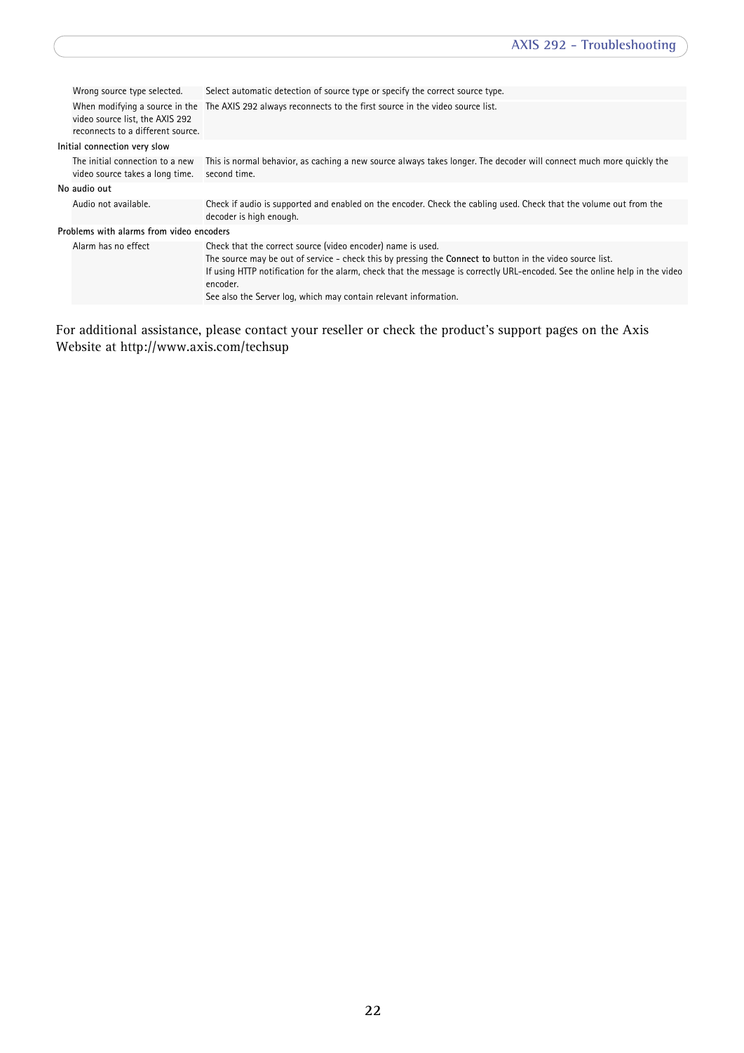| | |
|---|---|
| Wrong source type selected. | Select automatic detection of source type or specify the correct source type. |
| When modifying a source in the video source list, the AXIS 292 reconnects to a different source. | The AXIS 292 always reconnects to the first source in the video source list. |
| **Initial connection very slow** | |
| The initial connection to a new video source takes a long time. | This is normal behavior, as caching a new source always takes longer. The decoder will connect much more quickly the second time. |
| **No audio out** | |
| Audio not available. | Check if audio is supported and enabled on the encoder. Check the cabling used. Check that the volume out from the decoder is high enough. |
| **Problems with alarms from video encoders** | |
| Alarm has no effect | Check that the correct source (video encoder) name is used.<br>The source may be out of service - check this by pressing the **Connect to** button in the video source list.<br>If using HTTP notification for the alarm, check that the message is correctly URL-encoded. See the online help in the video encoder.<br>See also the Server log, which may contain relevant information. |

For additional assistance, please contact your reseller or check the product's support pages on the Axis Website at http://www.axis.com/techsup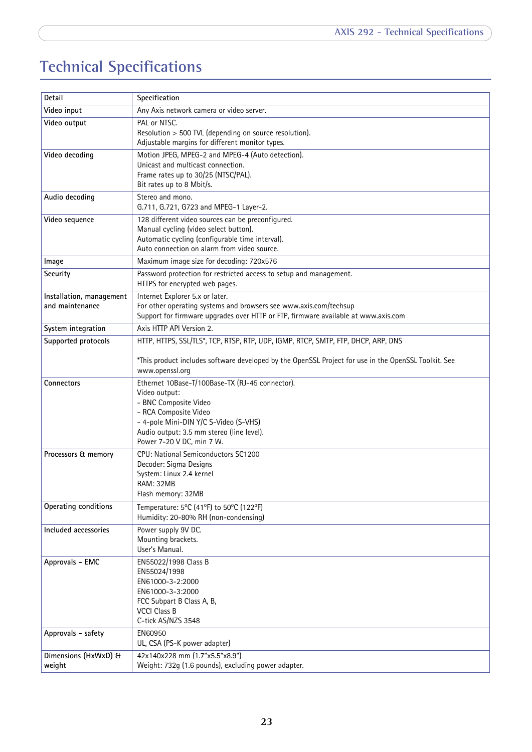# Technical Specifications

| Detail | Specification |
|---|---|
| Video input | Any Axis network camera or video server. |
| Video output | PAL or NTSC.<br>Resolution > 500 TVL (depending on source resolution).<br>Adjustable margins for different monitor types. |
| Video decoding | Motion JPEG, MPEG-2 and MPEG-4 (Auto detection).<br>Unicast and multicast connection.<br>Frame rates up to 30/25 (NTSC/PAL).<br>Bit rates up to 8 Mbit/s. |
| Audio decoding | Stereo and mono.<br>G.711, G.721, G723 and MPEG-1 Layer-2. |
| Video sequence | 128 different video sources can be preconfigured.<br>Manual cycling (video select button).<br>Automatic cycling (configurable time interval).<br>Auto connection on alarm from video source. |
| Image | Maximum image size for decoding: 720x576 |
| Security | Password protection for restricted access to setup and management.<br>HTTPS for encrypted web pages. |
| Installation, management and maintenance | Internet Explorer 5.x or later.<br>For other operating systems and browsers see www.axis.com/techsup<br>Support for firmware upgrades over HTTP or FTP, firmware available at www.axis.com |
| System integration | Axis HTTP API Version 2. |
| Supported protocols | HTTP, HTTPS, SSL/TLS*, TCP, RTSP, RTP, UDP, IGMP, RTCP, SMTP, FTP, DHCP, ARP, DNS<br><br>*This product includes software developed by the OpenSSL Project for use in the OpenSSL Toolkit. See www.openssl.org |
| Connectors | Ethernet 10Base-T/100Base-TX (RJ-45 connector).<br>Video output:<br>- BNC Composite Video<br>- RCA Composite Video<br>- 4-pole Mini-DIN Y/C S-Video (S-VHS)<br>Audio output: 3.5 mm stereo (line level).<br>Power 7-20 V DC, min 7 W. |
| Processors & memory | CPU: National Semiconductors SC1200<br>Decoder: Sigma Designs<br>System: Linux 2.4 kernel<br>RAM: 32MB<br>Flash memory: 32MB |
| Operating conditions | Temperature: 5°C (41°F) to 50°C (122°F)<br>Humidity: 20-80% RH (non-condensing) |
| Included accessories | Power supply 9V DC.<br>Mounting brackets.<br>User's Manual. |
| Approvals - EMC | EN55022/1998 Class B<br>EN55024/1998<br>EN61000-3-2:2000<br>EN61000-3-3:2000<br>FCC Subpart B Class A, B,<br>VCCI Class B<br>C-tick AS/NZS 3548 |
| Approvals - safety | EN60950<br>UL, CSA (PS-K power adapter) |
| Dimensions (HxWxD) & weight | 42x140x228 mm (1.7"x5.5"x8.9")<br>Weight: 732g (1.6 pounds), excluding power adapter. |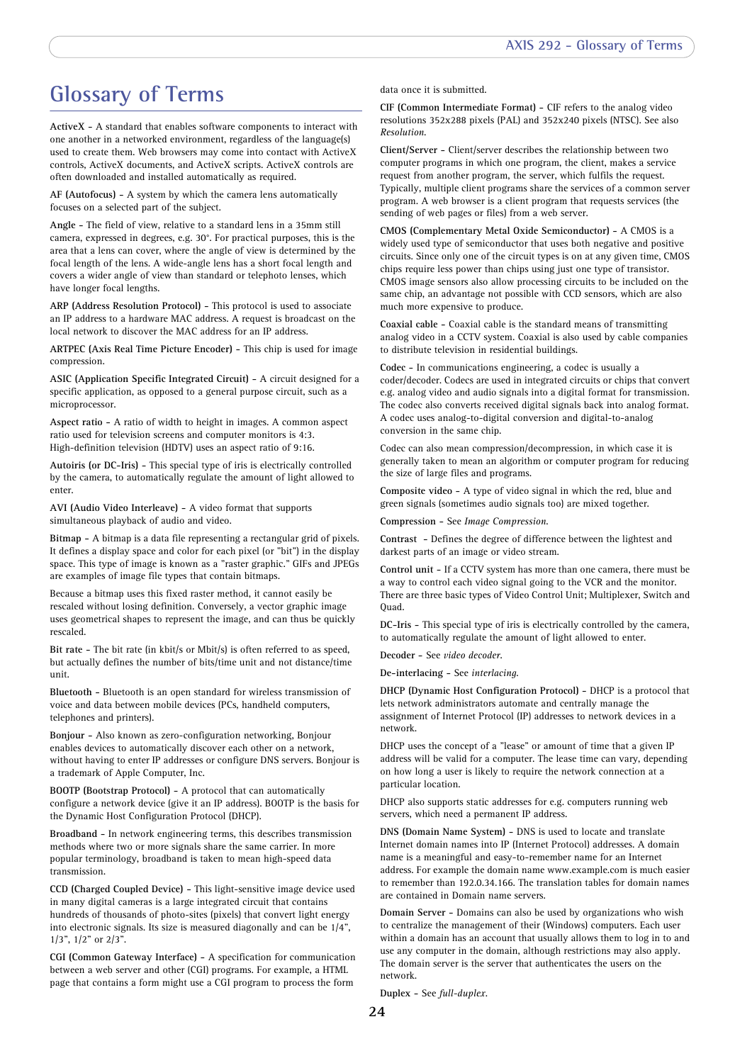# Glossary of Terms

**ActiveX -** A standard that enables software components to interact with one another in a networked environment, regardless of the language(s) used to create them. Web browsers may come into contact with ActiveX controls, ActiveX documents, and ActiveX scripts. ActiveX controls are often downloaded and installed automatically as required.

**AF (Autofocus) -** A system by which the camera lens automatically focuses on a selected part of the subject.

**Angle -** The field of view, relative to a standard lens in a 35mm still camera, expressed in degrees, e.g. 30°. For practical purposes, this is the area that a lens can cover, where the angle of view is determined by the focal length of the lens. A wide-angle lens has a short focal length and covers a wider angle of view than standard or telephoto lenses, which have longer focal lengths.

**ARP (Address Resolution Protocol) -** This protocol is used to associate an IP address to a hardware MAC address. A request is broadcast on the local network to discover the MAC address for an IP address.

**ARTPEC (Axis Real Time Picture Encoder) -** This chip is used for image compression.

**ASIC (Application Specific Integrated Circuit) -** A circuit designed for a specific application, as opposed to a general purpose circuit, such as a microprocessor.

**Aspect ratio -** A ratio of width to height in images. A common aspect ratio used for television screens and computer monitors is 4:3. High-definition television (HDTV) uses an aspect ratio of 9:16.

**Autoiris (or DC-Iris) -** This special type of iris is electrically controlled by the camera, to automatically regulate the amount of light allowed to enter.

**AVI (Audio Video Interleave) -** A video format that supports simultaneous playback of audio and video.

**Bitmap -** A bitmap is a data file representing a rectangular grid of pixels. It defines a display space and color for each pixel (or "bit") in the display space. This type of image is known as a "raster graphic." GIFs and JPEGs are examples of image file types that contain bitmaps.

Because a bitmap uses this fixed raster method, it cannot easily be rescaled without losing definition. Conversely, a vector graphic image uses geometrical shapes to represent the image, and can thus be quickly rescaled.

**Bit rate -** The bit rate (in kbit/s or Mbit/s) is often referred to as speed, but actually defines the number of bits/time unit and not distance/time unit.

**Bluetooth -** Bluetooth is an open standard for wireless transmission of voice and data between mobile devices (PCs, handheld computers, telephones and printers).

**Bonjour -** Also known as zero-configuration networking, Bonjour enables devices to automatically discover each other on a network, without having to enter IP addresses or configure DNS servers. Bonjour is a trademark of Apple Computer, Inc.

**BOOTP (Bootstrap Protocol) -** A protocol that can automatically configure a network device (give it an IP address). BOOTP is the basis for the Dynamic Host Configuration Protocol (DHCP).

**Broadband -** In network engineering terms, this describes transmission methods where two or more signals share the same carrier. In more popular terminology, broadband is taken to mean high-speed data transmission.

**CCD (Charged Coupled Device) -** This light-sensitive image device used in many digital cameras is a large integrated circuit that contains hundreds of thousands of photo-sites (pixels) that convert light energy into electronic signals. Its size is measured diagonally and can be 1/4", 1/3", 1/2" or 2/3".

**CGI (Common Gateway Interface) -** A specification for communication between a web server and other (CGI) programs. For example, a HTML page that contains a form might use a CGI program to process the form data once it is submitted.

**CIF (Common Intermediate Format) -** CIF refers to the analog video resolutions 352x288 pixels (PAL) and 352x240 pixels (NTSC). See also *Resolution*.

**Client/Server -** Client/server describes the relationship between two computer programs in which one program, the client, makes a service request from another program, the server, which fulfils the request. Typically, multiple client programs share the services of a common server program. A web browser is a client program that requests services (the sending of web pages or files) from a web server.

**CMOS (Complementary Metal Oxide Semiconductor) -** A CMOS is a widely used type of semiconductor that uses both negative and positive circuits. Since only one of the circuit types is on at any given time, CMOS chips require less power than chips using just one type of transistor. CMOS image sensors also allow processing circuits to be included on the same chip, an advantage not possible with CCD sensors, which are also much more expensive to produce.

**Coaxial cable -** Coaxial cable is the standard means of transmitting analog video in a CCTV system. Coaxial is also used by cable companies to distribute television in residential buildings.

**Codec -** In communications engineering, a codec is usually a coder/decoder. Codecs are used in integrated circuits or chips that convert e.g. analog video and audio signals into a digital format for transmission. The codec also converts received digital signals back into analog format. A codec uses analog-to-digital conversion and digital-to-analog conversion in the same chip.

Codec can also mean compression/decompression, in which case it is generally taken to mean an algorithm or computer program for reducing the size of large files and programs.

**Composite video -** A type of video signal in which the red, blue and green signals (sometimes audio signals too) are mixed together.

**Compression -** See *Image Compression*.

**Contrast -** Defines the degree of difference between the lightest and darkest parts of an image or video stream.

**Control unit -** If a CCTV system has more than one camera, there must be a way to control each video signal going to the VCR and the monitor. There are three basic types of Video Control Unit; Multiplexer, Switch and Quad.

**DC-Iris -** This special type of iris is electrically controlled by the camera, to automatically regulate the amount of light allowed to enter.

**Decoder -** See *video decoder*.

**De-interlacing -** See *interlacing*.

**DHCP (Dynamic Host Configuration Protocol) -** DHCP is a protocol that lets network administrators automate and centrally manage the assignment of Internet Protocol (IP) addresses to network devices in a network.

DHCP uses the concept of a "lease" or amount of time that a given IP address will be valid for a computer. The lease time can vary, depending on how long a user is likely to require the network connection at a particular location.

DHCP also supports static addresses for e.g. computers running web servers, which need a permanent IP address.

**DNS (Domain Name System) -** DNS is used to locate and translate Internet domain names into IP (Internet Protocol) addresses. A domain name is a meaningful and easy-to-remember name for an Internet address. For example the domain name www.example.com is much easier to remember than 192.0.34.166. The translation tables for domain names are contained in Domain name servers.

**Domain Server -** Domains can also be used by organizations who wish to centralize the management of their (Windows) computers. Each user within a domain has an account that usually allows them to log in to and use any computer in the domain, although restrictions may also apply. The domain server is the server that authenticates the users on the network.

**Duplex -** See *full-duplex*.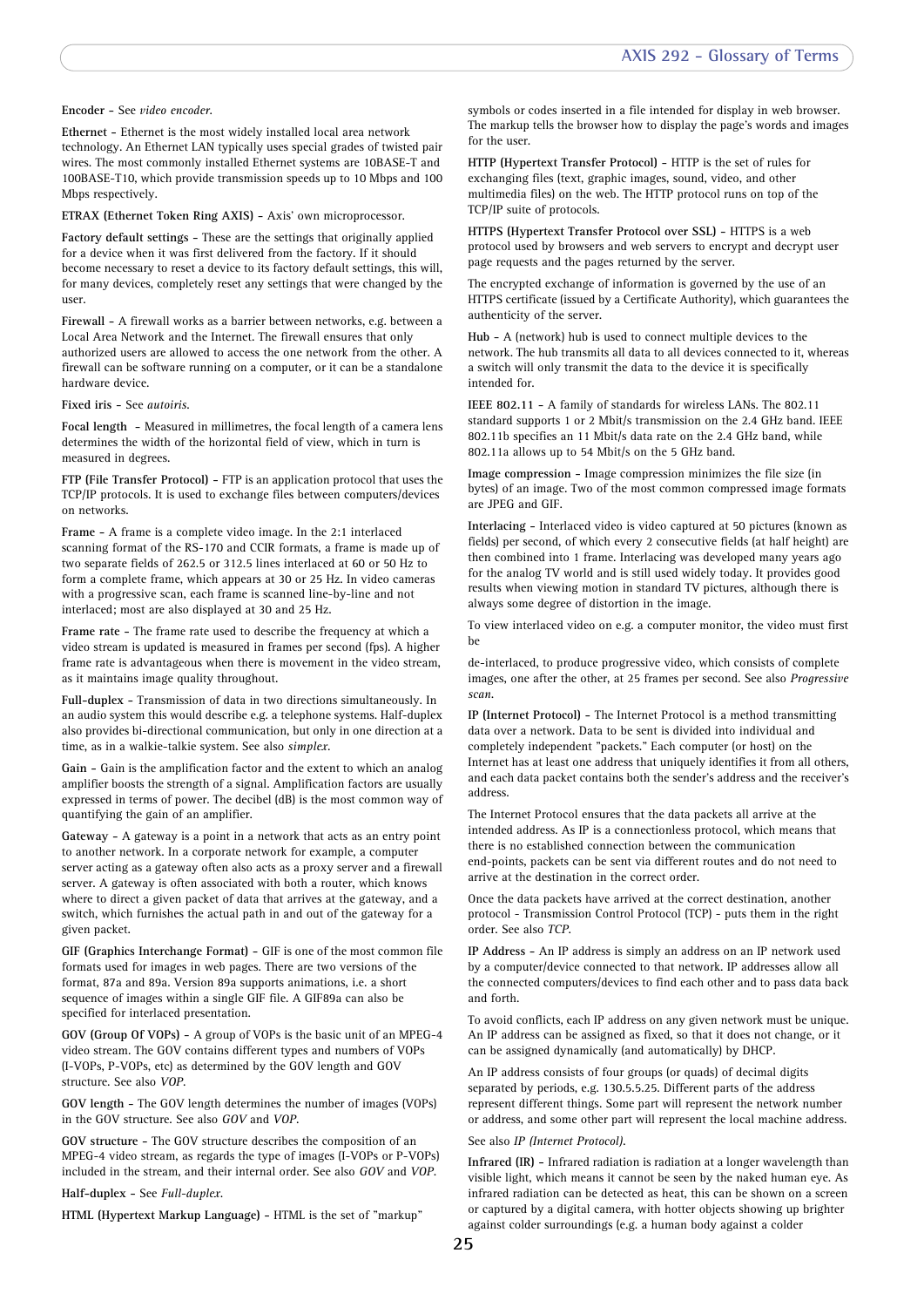**Encoder -** See *video encoder*.

**Ethernet -** Ethernet is the most widely installed local area network technology. An Ethernet LAN typically uses special grades of twisted pair wires. The most commonly installed Ethernet systems are 10BASE-T and 100BASE-T10, which provide transmission speeds up to 10 Mbps and 100 Mbps respectively.

**ETRAX (Ethernet Token Ring AXIS) -** Axis' own microprocessor.

**Factory default settings -** These are the settings that originally applied for a device when it was first delivered from the factory. If it should become necessary to reset a device to its factory default settings, this will, for many devices, completely reset any settings that were changed by the user.

**Firewall -** A firewall works as a barrier between networks, e.g. between a Local Area Network and the Internet. The firewall ensures that only authorized users are allowed to access the one network from the other. A firewall can be software running on a computer, or it can be a standalone hardware device.

**Fixed iris -** See *autoiris*.

**Focal length -** Measured in millimetres, the focal length of a camera lens determines the width of the horizontal field of view, which in turn is measured in degrees.

**FTP (File Transfer Protocol) -** FTP is an application protocol that uses the TCP/IP protocols. It is used to exchange files between computers/devices on networks.

**Frame -** A frame is a complete video image. In the 2:1 interlaced scanning format of the RS-170 and CCIR formats, a frame is made up of two separate fields of 262.5 or 312.5 lines interlaced at 60 or 50 Hz to form a complete frame, which appears at 30 or 25 Hz. In video cameras with a progressive scan, each frame is scanned line-by-line and not interlaced; most are also displayed at 30 and 25 Hz.

**Frame rate -** The frame rate used to describe the frequency at which a video stream is updated is measured in frames per second (fps). A higher frame rate is advantageous when there is movement in the video stream, as it maintains image quality throughout.

**Full-duplex -** Transmission of data in two directions simultaneously. In an audio system this would describe e.g. a telephone systems. Half-duplex also provides bi-directional communication, but only in one direction at a time, as in a walkie-talkie system. See also *simplex*.

**Gain -** Gain is the amplification factor and the extent to which an analog amplifier boosts the strength of a signal. Amplification factors are usually expressed in terms of power. The decibel (dB) is the most common way of quantifying the gain of an amplifier.

**Gateway -** A gateway is a point in a network that acts as an entry point to another network. In a corporate network for example, a computer server acting as a gateway often also acts as a proxy server and a firewall server. A gateway is often associated with both a router, which knows where to direct a given packet of data that arrives at the gateway, and a switch, which furnishes the actual path in and out of the gateway for a given packet.

**GIF (Graphics Interchange Format) -** GIF is one of the most common file formats used for images in web pages. There are two versions of the format, 87a and 89a. Version 89a supports animations, i.e. a short sequence of images within a single GIF file. A GIF89a can also be specified for interlaced presentation.

**GOV (Group Of VOPs) -** A group of VOPs is the basic unit of an MPEG-4 video stream. The GOV contains different types and numbers of VOPs (I-VOPs, P-VOPs, etc) as determined by the GOV length and GOV structure. See also *VOP*.

**GOV length -** The GOV length determines the number of images (VOPs) in the GOV structure. See also *GOV* and *VOP*.

**GOV structure -** The GOV structure describes the composition of an MPEG-4 video stream, as regards the type of images (I-VOPs or P-VOPs) included in the stream, and their internal order. See also *GOV* and *VOP*.

**Half-duplex -** See *Full-duplex*.

**HTML (Hypertext Markup Language) -** HTML is the set of "markup" symbols or codes inserted in a file intended for display in web browser. The markup tells the browser how to display the page's words and images for the user.

**HTTP (Hypertext Transfer Protocol) -** HTTP is the set of rules for exchanging files (text, graphic images, sound, video, and other multimedia files) on the web. The HTTP protocol runs on top of the TCP/IP suite of protocols.

**HTTPS (Hypertext Transfer Protocol over SSL) -** HTTPS is a web protocol used by browsers and web servers to encrypt and decrypt user page requests and the pages returned by the server.

The encrypted exchange of information is governed by the use of an HTTPS certificate (issued by a Certificate Authority), which guarantees the authenticity of the server.

**Hub -** A (network) hub is used to connect multiple devices to the network. The hub transmits all data to all devices connected to it, whereas a switch will only transmit the data to the device it is specifically intended for.

**IEEE 802.11 -** A family of standards for wireless LANs. The 802.11 standard supports 1 or 2 Mbit/s transmission on the 2.4 GHz band. IEEE 802.11b specifies an 11 Mbit/s data rate on the 2.4 GHz band, while 802.11a allows up to 54 Mbit/s on the 5 GHz band.

**Image compression -** Image compression minimizes the file size (in bytes) of an image. Two of the most common compressed image formats are JPEG and GIF.

**Interlacing -** Interlaced video is video captured at 50 pictures (known as fields) per second, of which every 2 consecutive fields (at half height) are then combined into 1 frame. Interlacing was developed many years ago for the analog TV world and is still used widely today. It provides good results when viewing motion in standard TV pictures, although there is always some degree of distortion in the image.

To view interlaced video on e.g. a computer monitor, the video must first be

de-interlaced, to produce progressive video, which consists of complete images, one after the other, at 25 frames per second. See also *Progressive scan*.

**IP (Internet Protocol) -** The Internet Protocol is a method transmitting data over a network. Data to be sent is divided into individual and completely independent "packets." Each computer (or host) on the Internet has at least one address that uniquely identifies it from all others, and each data packet contains both the sender's address and the receiver's address.

The Internet Protocol ensures that the data packets all arrive at the intended address. As IP is a connectionless protocol, which means that there is no established connection between the communication end-points, packets can be sent via different routes and do not need to arrive at the destination in the correct order.

Once the data packets have arrived at the correct destination, another protocol - Transmission Control Protocol (TCP) - puts them in the right order. See also *TCP*.

**IP Address -** An IP address is simply an address on an IP network used by a computer/device connected to that network. IP addresses allow all the connected computers/devices to find each other and to pass data back and forth.

To avoid conflicts, each IP address on any given network must be unique. An IP address can be assigned as fixed, so that it does not change, or it can be assigned dynamically (and automatically) by DHCP.

An IP address consists of four groups (or quads) of decimal digits separated by periods, e.g. 130.5.5.25. Different parts of the address represent different things. Some part will represent the network number or address, and some other part will represent the local machine address.

See also *IP (Internet Protocol)*.

**Infrared (IR) -** Infrared radiation is radiation at a longer wavelength than visible light, which means it cannot be seen by the naked human eye. As infrared radiation can be detected as heat, this can be shown on a screen or captured by a digital camera, with hotter objects showing up brighter against colder surroundings (e.g. a human body against a colder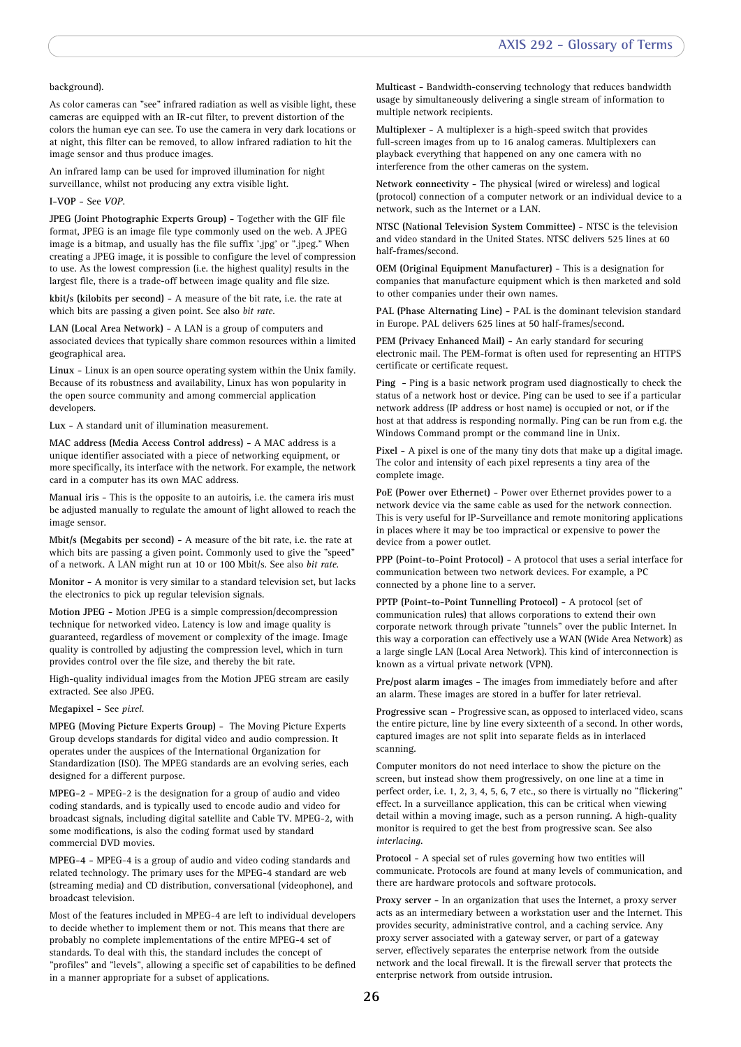background).

As color cameras can "see" infrared radiation as well as visible light, these cameras are equipped with an IR-cut filter, to prevent distortion of the colors the human eye can see. To use the camera in very dark locations or at night, this filter can be removed, to allow infrared radiation to hit the image sensor and thus produce images.

An infrared lamp can be used for improved illumination for night surveillance, whilst not producing any extra visible light.

**I-VOP** - See *VOP*.

**JPEG (Joint Photographic Experts Group)** - Together with the GIF file format, JPEG is an image file type commonly used on the web. A JPEG image is a bitmap, and usually has the file suffix '.jpg' or ".jpeg." When creating a JPEG image, it is possible to configure the level of compression to use. As the lowest compression (i.e. the highest quality) results in the largest file, there is a trade-off between image quality and file size.

**kbit/s (kilobits per second)** - A measure of the bit rate, i.e. the rate at which bits are passing a given point. See also *bit rate*.

**LAN (Local Area Network)** - A LAN is a group of computers and associated devices that typically share common resources within a limited geographical area.

**Linux** - Linux is an open source operating system within the Unix family. Because of its robustness and availability, Linux has won popularity in the open source community and among commercial application developers.

**Lux** - A standard unit of illumination measurement.

**MAC address (Media Access Control address)** - A MAC address is a unique identifier associated with a piece of networking equipment, or more specifically, its interface with the network. For example, the network card in a computer has its own MAC address.

**Manual iris** - This is the opposite to an autoiris, i.e. the camera iris must be adjusted manually to regulate the amount of light allowed to reach the image sensor.

**Mbit/s (Megabits per second)** - A measure of the bit rate, i.e. the rate at which bits are passing a given point. Commonly used to give the "speed" of a network. A LAN might run at 10 or 100 Mbit/s. See also *bit rate*.

**Monitor** - A monitor is very similar to a standard television set, but lacks the electronics to pick up regular television signals.

**Motion JPEG** - Motion JPEG is a simple compression/decompression technique for networked video. Latency is low and image quality is guaranteed, regardless of movement or complexity of the image. Image quality is controlled by adjusting the compression level, which in turn provides control over the file size, and thereby the bit rate.

High-quality individual images from the Motion JPEG stream are easily extracted. See also JPEG.

**Megapixel** - See *pixel*.

**MPEG (Moving Picture Experts Group)** - The Moving Picture Experts Group develops standards for digital video and audio compression. It operates under the auspices of the International Organization for Standardization (ISO). The MPEG standards are an evolving series, each designed for a different purpose.

**MPEG-2** - MPEG-2 is the designation for a group of audio and video coding standards, and is typically used to encode audio and video for broadcast signals, including digital satellite and Cable TV. MPEG-2, with some modifications, is also the coding format used by standard commercial DVD movies.

**MPEG-4** - MPEG-4 is a group of audio and video coding standards and related technology. The primary uses for the MPEG-4 standard are web (streaming media) and CD distribution, conversational (videophone), and broadcast television.

Most of the features included in MPEG-4 are left to individual developers to decide whether to implement them or not. This means that there are probably no complete implementations of the entire MPEG-4 set of standards. To deal with this, the standard includes the concept of "profiles" and "levels", allowing a specific set of capabilities to be defined in a manner appropriate for a subset of applications.

**Multicast** - Bandwidth-conserving technology that reduces bandwidth usage by simultaneously delivering a single stream of information to multiple network recipients.

**Multiplexer** - A multiplexer is a high-speed switch that provides full-screen images from up to 16 analog cameras. Multiplexers can playback everything that happened on any one camera with no interference from the other cameras on the system.

**Network connectivity** - The physical (wired or wireless) and logical (protocol) connection of a computer network or an individual device to a network, such as the Internet or a LAN.

**NTSC (National Television System Committee)** - NTSC is the television and video standard in the United States. NTSC delivers 525 lines at 60 half-frames/second.

**OEM (Original Equipment Manufacturer)** - This is a designation for companies that manufacture equipment which is then marketed and sold to other companies under their own names.

**PAL (Phase Alternating Line)** - PAL is the dominant television standard in Europe. PAL delivers 625 lines at 50 half-frames/second.

**PEM (Privacy Enhanced Mail)** - An early standard for securing electronic mail. The PEM-format is often used for representing an HTTPS certificate or certificate request.

**Ping** - Ping is a basic network program used diagnostically to check the status of a network host or device. Ping can be used to see if a particular network address (IP address or host name) is occupied or not, or if the host at that address is responding normally. Ping can be run from e.g. the Windows Command prompt or the command line in Unix.

**Pixel** - A pixel is one of the many tiny dots that make up a digital image. The color and intensity of each pixel represents a tiny area of the complete image.

**PoE (Power over Ethernet)** - Power over Ethernet provides power to a network device via the same cable as used for the network connection. This is very useful for IP-Surveillance and remote monitoring applications in places where it may be too impractical or expensive to power the device from a power outlet.

**PPP (Point-to-Point Protocol)** - A protocol that uses a serial interface for communication between two network devices. For example, a PC connected by a phone line to a server.

**PPTP (Point-to-Point Tunnelling Protocol)** - A protocol (set of communication rules) that allows corporations to extend their own corporate network through private "tunnels" over the public Internet. In this way a corporation can effectively use a WAN (Wide Area Network) as a large single LAN (Local Area Network). This kind of interconnection is known as a virtual private network (VPN).

**Pre/post alarm images** - The images from immediately before and after an alarm. These images are stored in a buffer for later retrieval.

**Progressive scan** - Progressive scan, as opposed to interlaced video, scans the entire picture, line by line every sixteenth of a second. In other words, captured images are not split into separate fields as in interlaced scanning.

Computer monitors do not need interlace to show the picture on the screen, but instead show them progressively, on one line at a time in perfect order, i.e. 1, 2, 3, 4, 5, 6, 7 etc., so there is virtually no "flickering" effect. In a surveillance application, this can be critical when viewing detail within a moving image, such as a person running. A high-quality monitor is required to get the best from progressive scan. See also *interlacing*.

**Protocol** - A special set of rules governing how two entities will communicate. Protocols are found at many levels of communication, and there are hardware protocols and software protocols.

**Proxy server** - In an organization that uses the Internet, a proxy server acts as an intermediary between a workstation user and the Internet. This provides security, administrative control, and a caching service. Any proxy server associated with a gateway server, or part of a gateway server, effectively separates the enterprise network from the outside network and the local firewall. It is the firewall server that protects the enterprise network from outside intrusion.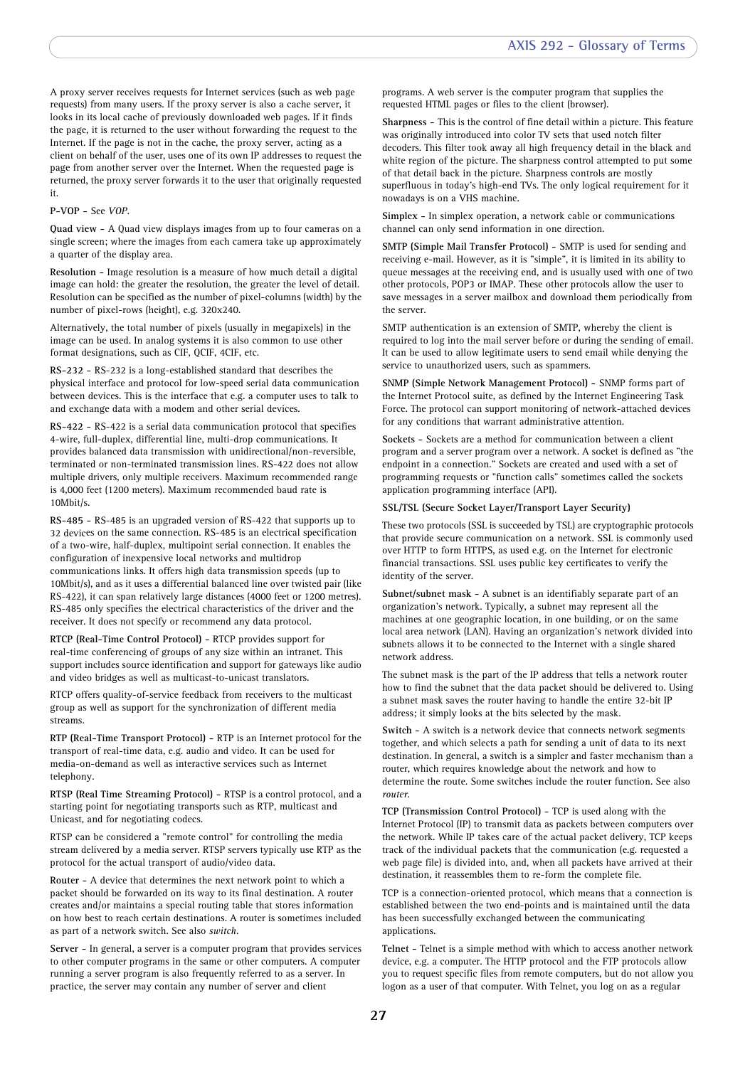A proxy server receives requests for Internet services (such as web page requests) from many users. If the proxy server is also a cache server, it looks in its local cache of previously downloaded web pages. If it finds the page, it is returned to the user without forwarding the request to the Internet. If the page is not in the cache, the proxy server, acting as a client on behalf of the user, uses one of its own IP addresses to request the page from another server over the Internet. When the requested page is returned, the proxy server forwards it to the user that originally requested it.

**P-VOP** - See *VOP*.

**Quad view** - A Quad view displays images from up to four cameras on a single screen; where the images from each camera take up approximately a quarter of the display area.

**Resolution** - Image resolution is a measure of how much detail a digital image can hold: the greater the resolution, the greater the level of detail. Resolution can be specified as the number of pixel-columns (width) by the number of pixel-rows (height), e.g. 320x240.

Alternatively, the total number of pixels (usually in megapixels) in the image can be used. In analog systems it is also common to use other format designations, such as CIF, QCIF, 4CIF, etc.

**RS-232** - RS-232 is a long-established standard that describes the physical interface and protocol for low-speed serial data communication between devices. This is the interface that e.g. a computer uses to talk to and exchange data with a modem and other serial devices.

**RS-422** - RS-422 is a serial data communication protocol that specifies 4-wire, full-duplex, differential line, multi-drop communications. It provides balanced data transmission with unidirectional/non-reversible, terminated or non-terminated transmission lines. RS-422 does not allow multiple drivers, only multiple receivers. Maximum recommended range is 4,000 feet (1200 meters). Maximum recommended baud rate is 10Mbit/s.

**RS-485** - RS-485 is an upgraded version of RS-422 that supports up to 32 devices on the same connection. RS-485 is an electrical specification of a two-wire, half-duplex, multipoint serial connection. It enables the configuration of inexpensive local networks and multidrop communications links. It offers high data transmission speeds (up to 10Mbit/s), and as it uses a differential balanced line over twisted pair (like RS-422), it can span relatively large distances (4000 feet or 1200 metres). RS-485 only specifies the electrical characteristics of the driver and the receiver. It does not specify or recommend any data protocol.

**RTCP (Real-Time Control Protocol)** - RTCP provides support for real-time conferencing of groups of any size within an intranet. This support includes source identification and support for gateways like audio and video bridges as well as multicast-to-unicast translators.

RTCP offers quality-of-service feedback from receivers to the multicast group as well as support for the synchronization of different media streams.

**RTP (Real-Time Transport Protocol)** - RTP is an Internet protocol for the transport of real-time data, e.g. audio and video. It can be used for media-on-demand as well as interactive services such as Internet telephony.

**RTSP (Real Time Streaming Protocol)** - RTSP is a control protocol, and a starting point for negotiating transports such as RTP, multicast and Unicast, and for negotiating codecs.

RTSP can be considered a "remote control" for controlling the media stream delivered by a media server. RTSP servers typically use RTP as the protocol for the actual transport of audio/video data.

**Router** - A device that determines the next network point to which a packet should be forwarded on its way to its final destination. A router creates and/or maintains a special routing table that stores information on how best to reach certain destinations. A router is sometimes included as part of a network switch. See also *switch*.

**Server** - In general, a server is a computer program that provides services to other computer programs in the same or other computers. A computer running a server program is also frequently referred to as a server. In practice, the server may contain any number of server and client programs. A web server is the computer program that supplies the requested HTML pages or files to the client (browser).

**Sharpness** - This is the control of fine detail within a picture. This feature was originally introduced into color TV sets that used notch filter decoders. This filter took away all high frequency detail in the black and white region of the picture. The sharpness control attempted to put some of that detail back in the picture. Sharpness controls are mostly superfluous in today's high-end TVs. The only logical requirement for it nowadays is on a VHS machine.

**Simplex** - In simplex operation, a network cable or communications channel can only send information in one direction.

**SMTP (Simple Mail Transfer Protocol)** - SMTP is used for sending and receiving e-mail. However, as it is "simple", it is limited in its ability to queue messages at the receiving end, and is usually used with one of two other protocols, POP3 or IMAP. These other protocols allow the user to save messages in a server mailbox and download them periodically from the server.

SMTP authentication is an extension of SMTP, whereby the client is required to log into the mail server before or during the sending of email. It can be used to allow legitimate users to send email while denying the service to unauthorized users, such as spammers.

**SNMP (Simple Network Management Protocol)** - SNMP forms part of the Internet Protocol suite, as defined by the Internet Engineering Task Force. The protocol can support monitoring of network-attached devices for any conditions that warrant administrative attention.

**Sockets** - Sockets are a method for communication between a client program and a server program over a network. A socket is defined as "the endpoint in a connection." Sockets are created and used with a set of programming requests or "function calls" sometimes called the sockets application programming interface (API).

**SSL/TSL (Secure Socket Layer/Transport Layer Security)**

These two protocols (SSL is succeeded by TSL) are cryptographic protocols that provide secure communication on a network. SSL is commonly used over HTTP to form HTTPS, as used e.g. on the Internet for electronic financial transactions. SSL uses public key certificates to verify the identity of the server.

**Subnet/subnet mask** - A subnet is an identifiably separate part of an organization's network. Typically, a subnet may represent all the machines at one geographic location, in one building, or on the same local area network (LAN). Having an organization's network divided into subnets allows it to be connected to the Internet with a single shared network address.

The subnet mask is the part of the IP address that tells a network router how to find the subnet that the data packet should be delivered to. Using a subnet mask saves the router having to handle the entire 32-bit IP address; it simply looks at the bits selected by the mask.

**Switch** - A switch is a network device that connects network segments together, and which selects a path for sending a unit of data to its next destination. In general, a switch is a simpler and faster mechanism than a router, which requires knowledge about the network and how to determine the route. Some switches include the router function. See also *router*.

**TCP (Transmission Control Protocol)** - TCP is used along with the Internet Protocol (IP) to transmit data as packets between computers over the network. While IP takes care of the actual packet delivery, TCP keeps track of the individual packets that the communication (e.g. requested a web page file) is divided into, and, when all packets have arrived at their destination, it reassembles them to re-form the complete file.

TCP is a connection-oriented protocol, which means that a connection is established between the two end-points and is maintained until the data has been successfully exchanged between the communicating applications.

**Telnet** - Telnet is a simple method with which to access another network device, e.g. a computer. The HTTP protocol and the FTP protocols allow you to request specific files from remote computers, but do not allow you logon as a user of that computer. With Telnet, you log on as a regular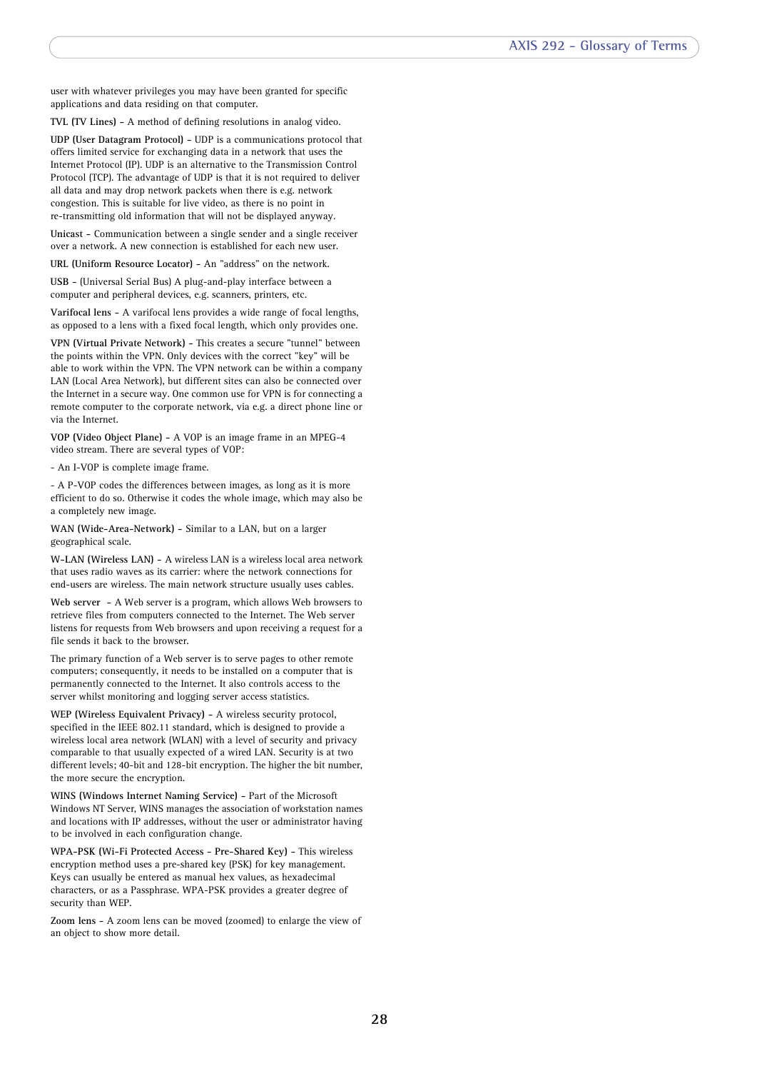user with whatever privileges you may have been granted for specific applications and data residing on that computer.

**TVL (TV Lines)** - A method of defining resolutions in analog video.

**UDP (User Datagram Protocol)** - UDP is a communications protocol that offers limited service for exchanging data in a network that uses the Internet Protocol (IP). UDP is an alternative to the Transmission Control Protocol (TCP). The advantage of UDP is that it is not required to deliver all data and may drop network packets when there is e.g. network congestion. This is suitable for live video, as there is no point in re-transmitting old information that will not be displayed anyway.

**Unicast** - Communication between a single sender and a single receiver over a network. A new connection is established for each new user.

**URL (Uniform Resource Locator)** - An "address" on the network.

**USB** - (Universal Serial Bus) A plug-and-play interface between a computer and peripheral devices, e.g. scanners, printers, etc.

**Varifocal lens** - A varifocal lens provides a wide range of focal lengths, as opposed to a lens with a fixed focal length, which only provides one.

**VPN (Virtual Private Network)** - This creates a secure "tunnel" between the points within the VPN. Only devices with the correct "key" will be able to work within the VPN. The VPN network can be within a company LAN (Local Area Network), but different sites can also be connected over the Internet in a secure way. One common use for VPN is for connecting a remote computer to the corporate network, via e.g. a direct phone line or via the Internet.

**VOP (Video Object Plane)** - A VOP is an image frame in an MPEG-4 video stream. There are several types of VOP:

- An I-VOP is complete image frame.

- A P-VOP codes the differences between images, as long as it is more efficient to do so. Otherwise it codes the whole image, which may also be a completely new image.

**WAN (Wide-Area-Network)** - Similar to a LAN, but on a larger geographical scale.

**W-LAN (Wireless LAN)** - A wireless LAN is a wireless local area network that uses radio waves as its carrier: where the network connections for end-users are wireless. The main network structure usually uses cables.

**Web server** - A Web server is a program, which allows Web browsers to retrieve files from computers connected to the Internet. The Web server listens for requests from Web browsers and upon receiving a request for a file sends it back to the browser.

The primary function of a Web server is to serve pages to other remote computers; consequently, it needs to be installed on a computer that is permanently connected to the Internet. It also controls access to the server whilst monitoring and logging server access statistics.

**WEP (Wireless Equivalent Privacy)** - A wireless security protocol, specified in the IEEE 802.11 standard, which is designed to provide a wireless local area network (WLAN) with a level of security and privacy comparable to that usually expected of a wired LAN. Security is at two different levels; 40-bit and 128-bit encryption. The higher the bit number, the more secure the encryption.

**WINS (Windows Internet Naming Service)** - Part of the Microsoft Windows NT Server, WINS manages the association of workstation names and locations with IP addresses, without the user or administrator having to be involved in each configuration change.

**WPA-PSK (Wi-Fi Protected Access - Pre-Shared Key)** - This wireless encryption method uses a pre-shared key (PSK) for key management. Keys can usually be entered as manual hex values, as hexadecimal characters, or as a Passphrase. WPA-PSK provides a greater degree of security than WEP.

**Zoom lens** - A zoom lens can be moved (zoomed) to enlarge the view of an object to show more detail.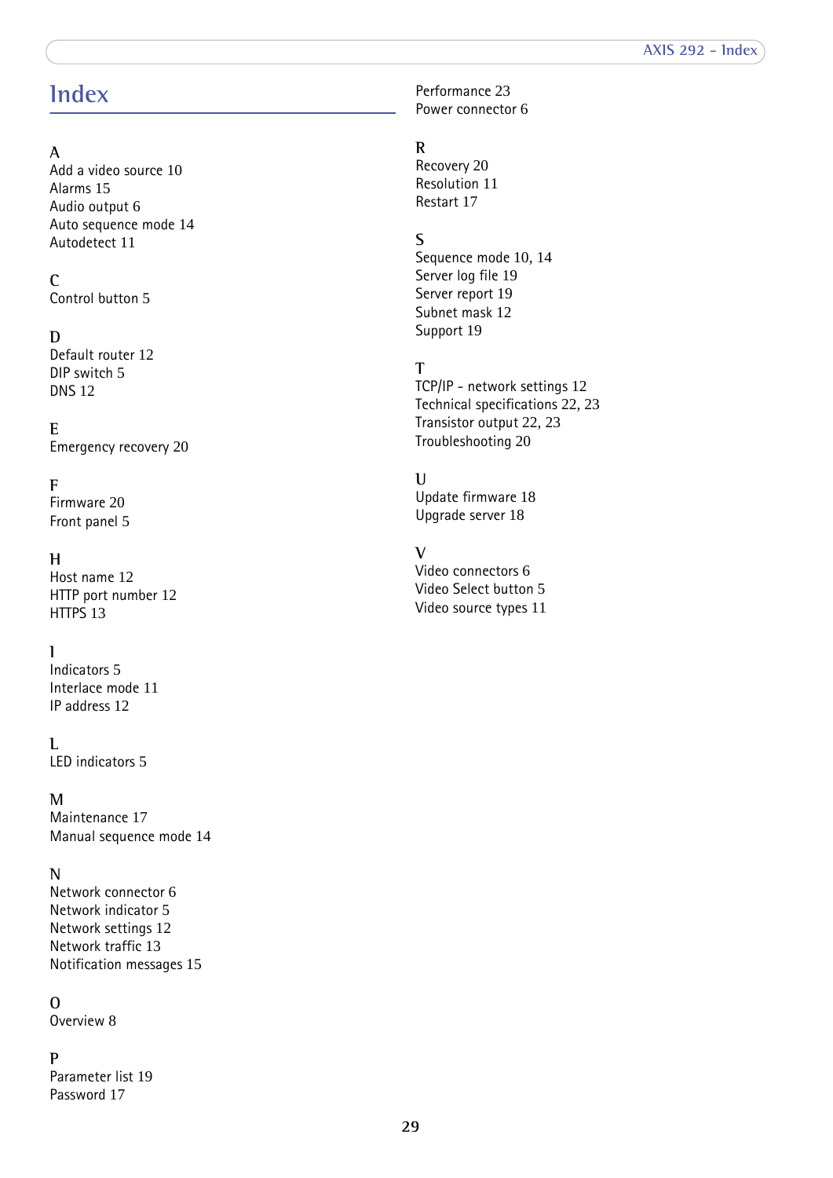# Index

A
Add a video source 10
Alarms 15
Audio output 6
Auto sequence mode 14
Autodetect 11

C
Control button 5

D
Default router 12
DIP switch 5
DNS 12

E
Emergency recovery 20

F
Firmware 20
Front panel 5

H
Host name 12
HTTP port number 12
HTTPS 13

I
Indicators 5
Interlace mode 11
IP address 12

L
LED indicators 5

M
Maintenance 17
Manual sequence mode 14

N
Network connector 6
Network indicator 5
Network settings 12
Network traffic 13
Notification messages 15

O
Overview 8

P
Parameter list 19
Password 17
Performance 23
Power connector 6

R
Recovery 20
Resolution 11
Restart 17

S
Sequence mode 10, 14
Server log file 19
Server report 19
Subnet mask 12
Support 19

T
TCP/IP - network settings 12
Technical specifications 22, 23
Transistor output 22, 23
Troubleshooting 20

U
Update firmware 18
Upgrade server 18

V
Video connectors 6
Video Select button 5
Video source types 11